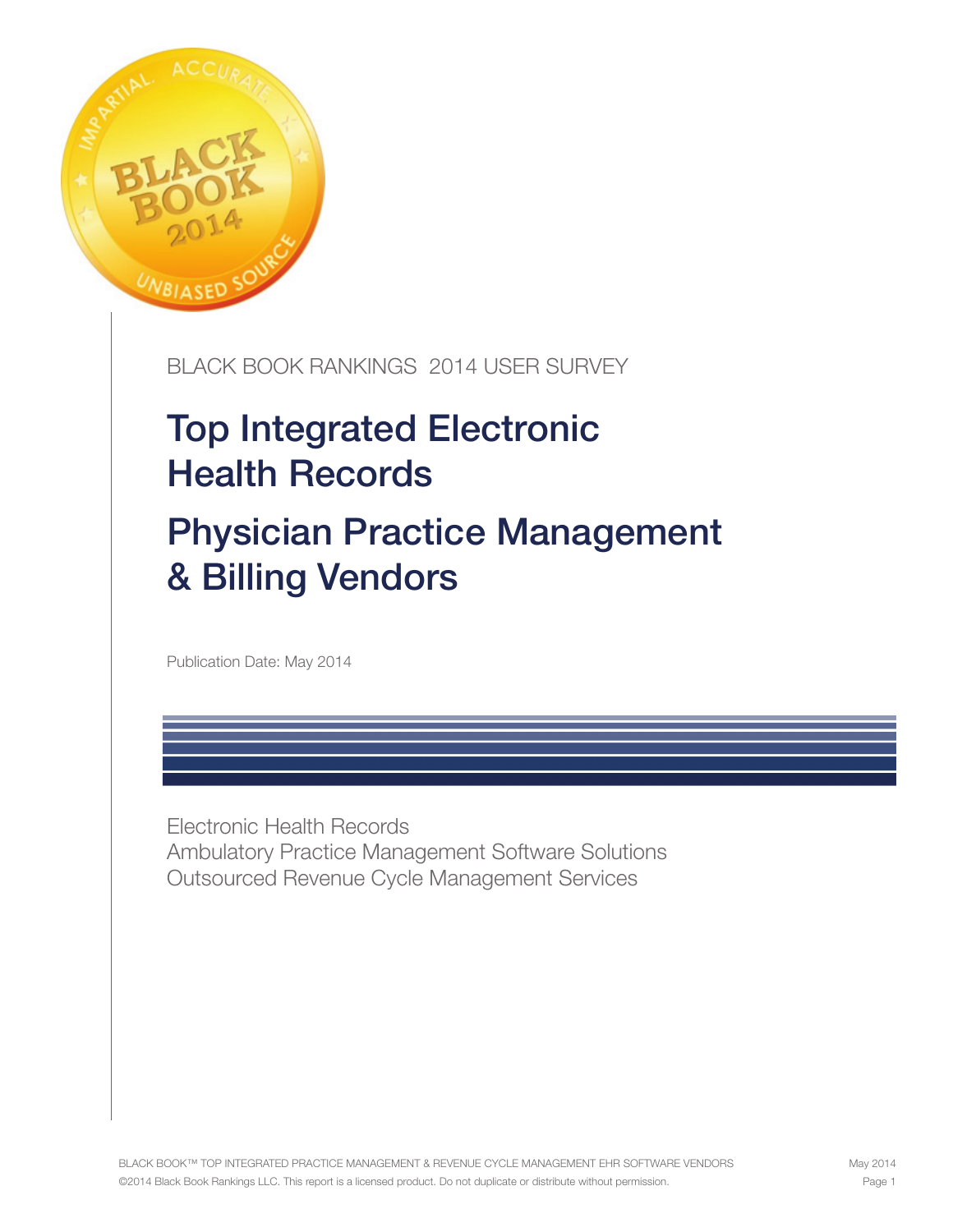BLACK BOOK RANKINGS 2014 USER SURVEY

# Top Integrated Electronic Health Records

# Physician Practice Management & Billing Vendors

Publication Date: May 2014

Electronic Health Records
Ambulatory Practice Management Software Solutions
Outsourced Revenue Cycle Management Services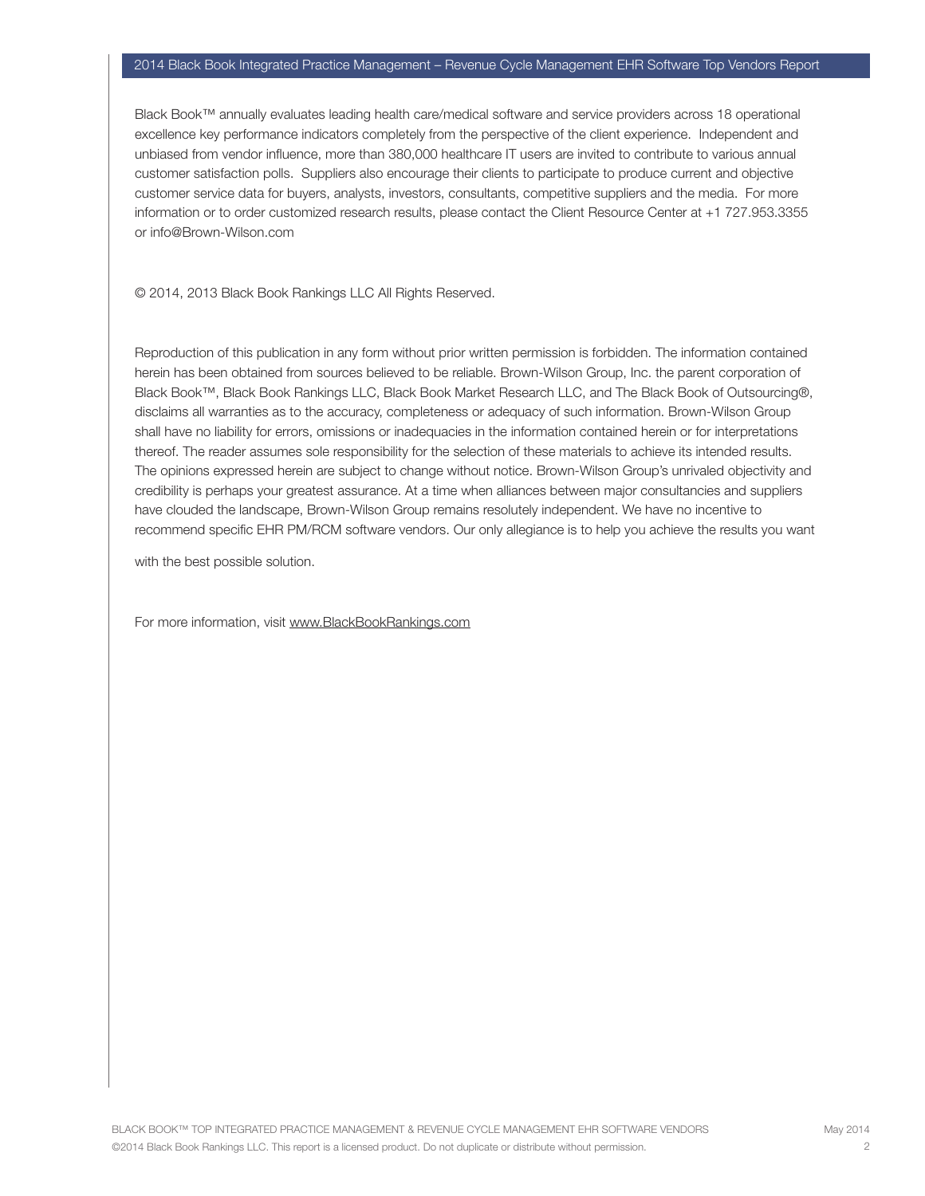Black Book™ annually evaluates leading health care/medical software and service providers across 18 operational excellence key performance indicators completely from the perspective of the client experience. Independent and unbiased from vendor influence, more than 380,000 healthcare IT users are invited to contribute to various annual customer satisfaction polls. Suppliers also encourage their clients to participate to produce current and objective customer service data for buyers, analysts, investors, consultants, competitive suppliers and the media. For more information or to order customized research results, please contact the Client Resource Center at +1 727.953.3355 or info@Brown-Wilson.com

© 2014, 2013 Black Book Rankings LLC All Rights Reserved.

Reproduction of this publication in any form without prior written permission is forbidden. The information contained herein has been obtained from sources believed to be reliable. Brown-Wilson Group, Inc. the parent corporation of Black Book™, Black Book Rankings LLC, Black Book Market Research LLC, and The Black Book of Outsourcing®, disclaims all warranties as to the accuracy, completeness or adequacy of such information. Brown-Wilson Group shall have no liability for errors, omissions or inadequacies in the information contained herein or for interpretations thereof. The reader assumes sole responsibility for the selection of these materials to achieve its intended results. The opinions expressed herein are subject to change without notice. Brown-Wilson Group's unrivaled objectivity and credibility is perhaps your greatest assurance. At a time when alliances between major consultancies and suppliers have clouded the landscape, Brown-Wilson Group remains resolutely independent. We have no incentive to recommend specific EHR PM/RCM software vendors. Our only allegiance is to help you achieve the results you want with the best possible solution.

For more information, visit www.BlackBookRankings.com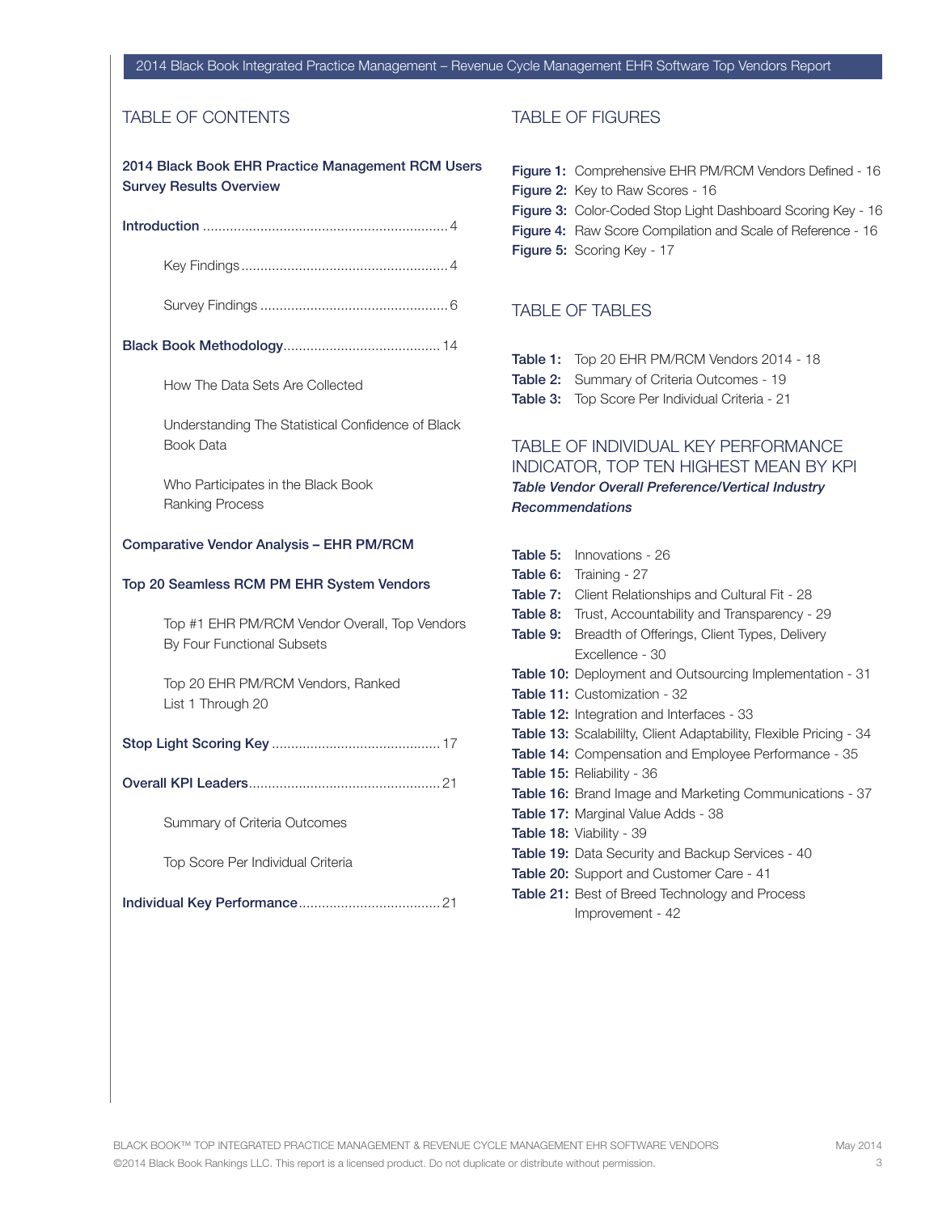## TABLE OF CONTENTS

**2014 Black Book EHR Practice Management RCM Users Survey Results Overview**

**Introduction** ............................................................... 4

- Key Findings ...................................................... 4
- Survey Findings ................................................ 6

**Black Book Methodology**......................................... 14

- How The Data Sets Are Collected
- Understanding The Statistical Confidence of Black Book Data
- Who Participates in the Black Book Ranking Process

**Comparative Vendor Analysis – EHR PM/RCM**

**Top 20 Seamless RCM PM EHR System Vendors**

- Top #1 EHR PM/RCM Vendor Overall, Top Vendors By Four Functional Subsets
- Top 20 EHR PM/RCM Vendors, Ranked List 1 Through 20

**Stop Light Scoring Key** ........................................... 17

**Overall KPI Leaders**................................................. 21

- Summary of Criteria Outcomes
- Top Score Per Individual Criteria

**Individual Key Performance**.................................... 21

## TABLE OF FIGURES

**Figure 1:** Comprehensive EHR PM/RCM Vendors Defined - 16
**Figure 2:** Key to Raw Scores - 16
**Figure 3:** Color-Coded Stop Light Dashboard Scoring Key - 16
**Figure 4:** Raw Score Compilation and Scale of Reference - 16
**Figure 5:** Scoring Key - 17

## TABLE OF TABLES

**Table 1:** Top 20 EHR PM/RCM Vendors 2014 - 18
**Table 2:** Summary of Criteria Outcomes - 19
**Table 3:** Top Score Per Individual Criteria - 21

## TABLE OF INDIVIDUAL KEY PERFORMANCE INDICATOR, TOP TEN HIGHEST MEAN BY KPI

***Table Vendor Overall Preference/Vertical Industry Recommendations***

**Table 5:** Innovations - 26
**Table 6:** Training - 27
**Table 7:** Client Relationships and Cultural Fit - 28
**Table 8:** Trust, Accountability and Transparency - 29
**Table 9:** Breadth of Offerings, Client Types, Delivery Excellence - 30
**Table 10:** Deployment and Outsourcing Implementation - 31
**Table 11:** Customization - 32
**Table 12:** Integration and Interfaces - 33
**Table 13:** Scalabililty, Client Adaptability, Flexible Pricing - 34
**Table 14:** Compensation and Employee Performance - 35
**Table 15:** Reliability - 36
**Table 16:** Brand Image and Marketing Communications - 37
**Table 17:** Marginal Value Adds - 38
**Table 18:** Viability - 39
**Table 19:** Data Security and Backup Services - 40
**Table 20:** Support and Customer Care - 41
**Table 21:** Best of Breed Technology and Process Improvement - 42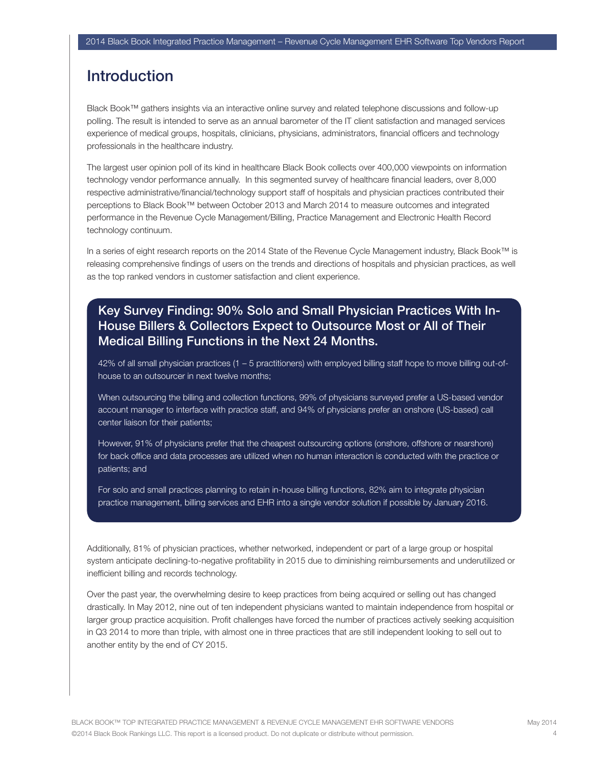# Introduction

Black Book™ gathers insights via an interactive online survey and related telephone discussions and follow-up polling. The result is intended to serve as an annual barometer of the IT client satisfaction and managed services experience of medical groups, hospitals, clinicians, physicians, administrators, financial officers and technology professionals in the healthcare industry.

The largest user opinion poll of its kind in healthcare Black Book collects over 400,000 viewpoints on information technology vendor performance annually. In this segmented survey of healthcare financial leaders, over 8,000 respective administrative/financial/technology support staff of hospitals and physician practices contributed their perceptions to Black Book™ between October 2013 and March 2014 to measure outcomes and integrated performance in the Revenue Cycle Management/Billing, Practice Management and Electronic Health Record technology continuum.

In a series of eight research reports on the 2014 State of the Revenue Cycle Management industry, Black Book™ is releasing comprehensive findings of users on the trends and directions of hospitals and physician practices, as well as the top ranked vendors in customer satisfaction and client experience.

## Key Survey Finding: 90% Solo and Small Physician Practices With In-House Billers & Collectors Expect to Outsource Most or All of Their Medical Billing Functions in the Next 24 Months.

42% of all small physician practices (1 – 5 practitioners) with employed billing staff hope to move billing out-of-house to an outsourcer in next twelve months;

When outsourcing the billing and collection functions, 99% of physicians surveyed prefer a US-based vendor account manager to interface with practice staff, and 94% of physicians prefer an onshore (US-based) call center liaison for their patients;

However, 91% of physicians prefer that the cheapest outsourcing options (onshore, offshore or nearshore) for back office and data processes are utilized when no human interaction is conducted with the practice or patients; and

For solo and small practices planning to retain in-house billing functions, 82% aim to integrate physician practice management, billing services and EHR into a single vendor solution if possible by January 2016.

Additionally, 81% of physician practices, whether networked, independent or part of a large group or hospital system anticipate declining-to-negative profitability in 2015 due to diminishing reimbursements and underutilized or inefficient billing and records technology.

Over the past year, the overwhelming desire to keep practices from being acquired or selling out has changed drastically. In May 2012, nine out of ten independent physicians wanted to maintain independence from hospital or larger group practice acquisition. Profit challenges have forced the number of practices actively seeking acquisition in Q3 2014 to more than triple, with almost one in three practices that are still independent looking to sell out to another entity by the end of CY 2015.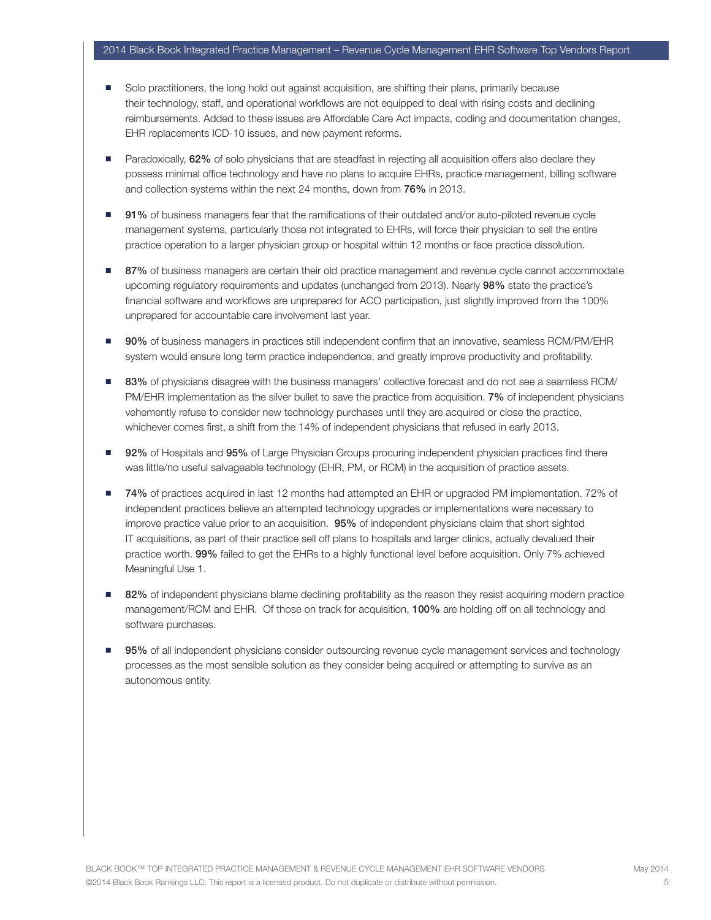- Solo practitioners, the long hold out against acquisition, are shifting their plans, primarily because their technology, staff, and operational workflows are not equipped to deal with rising costs and declining reimbursements. Added to these issues are Affordable Care Act impacts, coding and documentation changes, EHR replacements ICD-10 issues, and new payment reforms.

- Paradoxically, **62%** of solo physicians that are steadfast in rejecting all acquisition offers also declare they possess minimal office technology and have no plans to acquire EHRs, practice management, billing software and collection systems within the next 24 months, down from **76%** in 2013.

- **91%** of business managers fear that the ramifications of their outdated and/or auto-piloted revenue cycle management systems, particularly those not integrated to EHRs, will force their physician to sell the entire practice operation to a larger physician group or hospital within 12 months or face practice dissolution.

- **87%** of business managers are certain their old practice management and revenue cycle cannot accommodate upcoming regulatory requirements and updates (unchanged from 2013). Nearly **98%** state the practice's financial software and workflows are unprepared for ACO participation, just slightly improved from the 100% unprepared for accountable care involvement last year.

- **90%** of business managers in practices still independent confirm that an innovative, seamless RCM/PM/EHR system would ensure long term practice independence, and greatly improve productivity and profitability.

- **83%** of physicians disagree with the business managers' collective forecast and do not see a seamless RCM/PM/EHR implementation as the silver bullet to save the practice from acquisition. **7%** of independent physicians vehemently refuse to consider new technology purchases until they are acquired or close the practice, whichever comes first, a shift from the 14% of independent physicians that refused in early 2013.

- **92%** of Hospitals and **95%** of Large Physician Groups procuring independent physician practices find there was little/no useful salvageable technology (EHR, PM, or RCM) in the acquisition of practice assets.

- **74%** of practices acquired in last 12 months had attempted an EHR or upgraded PM implementation. 72% of independent practices believe an attempted technology upgrades or implementations were necessary to improve practice value prior to an acquisition. **95%** of independent physicians claim that short sighted IT acquisitions, as part of their practice sell off plans to hospitals and larger clinics, actually devalued their practice worth. **99%** failed to get the EHRs to a highly functional level before acquisition. Only 7% achieved Meaningful Use 1.

- **82%** of independent physicians blame declining profitability as the reason they resist acquiring modern practice management/RCM and EHR. Of those on track for acquisition, **100%** are holding off on all technology and software purchases.

- **95%** of all independent physicians consider outsourcing revenue cycle management services and technology processes as the most sensible solution as they consider being acquired or attempting to survive as an autonomous entity.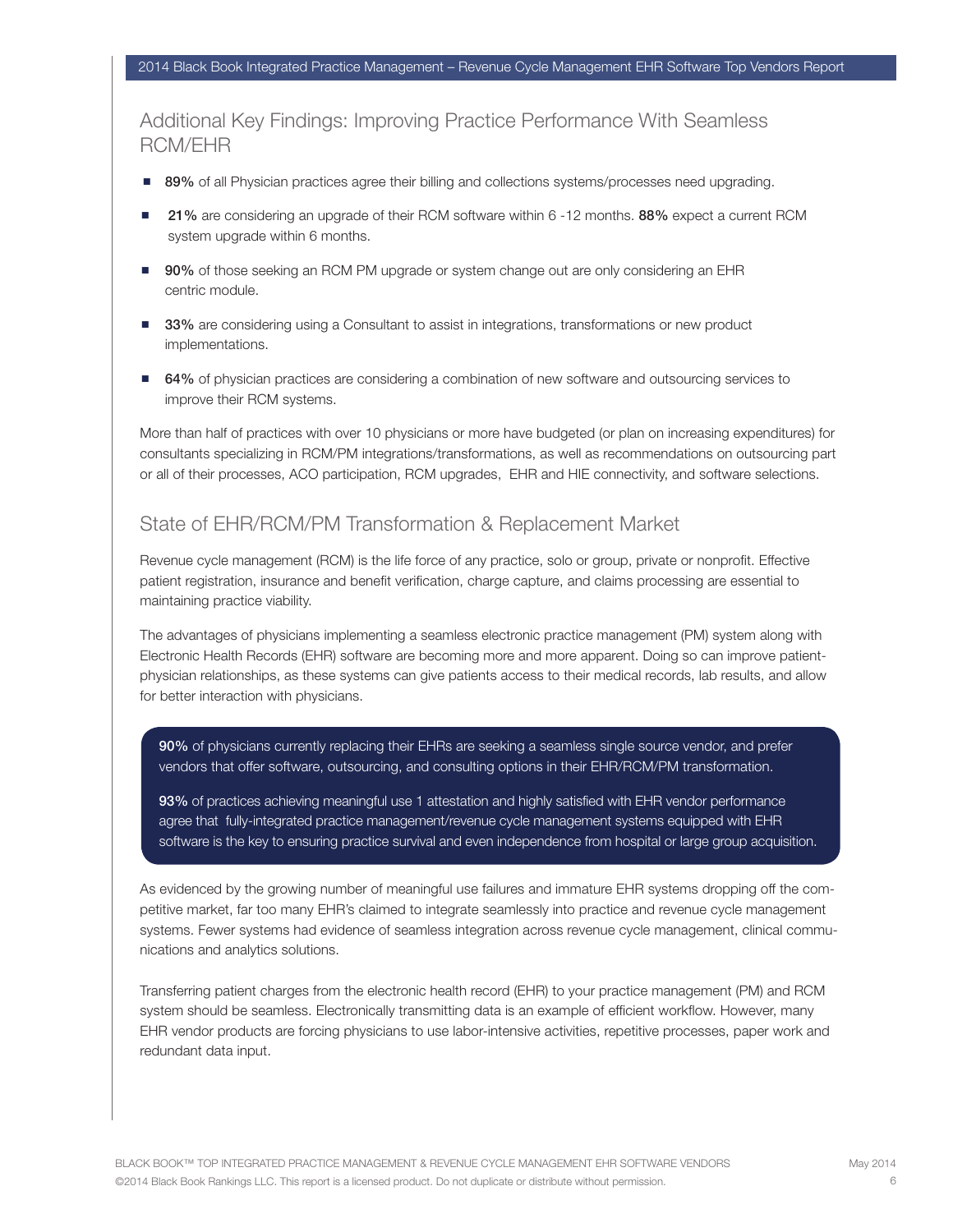## Additional Key Findings: Improving Practice Performance With Seamless RCM/EHR

- **89%** of all Physician practices agree their billing and collections systems/processes need upgrading.
- **21%** are considering an upgrade of their RCM software within 6 -12 months. **88%** expect a current RCM system upgrade within 6 months.
- **90%** of those seeking an RCM PM upgrade or system change out are only considering an EHR centric module.
- **33%** are considering using a Consultant to assist in integrations, transformations or new product implementations.
- **64%** of physician practices are considering a combination of new software and outsourcing services to improve their RCM systems.

More than half of practices with over 10 physicians or more have budgeted (or plan on increasing expenditures) for consultants specializing in RCM/PM integrations/transformations, as well as recommendations on outsourcing part or all of their processes, ACO participation, RCM upgrades, EHR and HIE connectivity, and software selections.

## State of EHR/RCM/PM Transformation & Replacement Market

Revenue cycle management (RCM) is the life force of any practice, solo or group, private or nonprofit. Effective patient registration, insurance and benefit verification, charge capture, and claims processing are essential to maintaining practice viability.

The advantages of physicians implementing a seamless electronic practice management (PM) system along with Electronic Health Records (EHR) software are becoming more and more apparent. Doing so can improve patient-physician relationships, as these systems can give patients access to their medical records, lab results, and allow for better interaction with physicians.

> **90%** of physicians currently replacing their EHRs are seeking a seamless single source vendor, and prefer vendors that offer software, outsourcing, and consulting options in their EHR/RCM/PM transformation.
>
> **93%** of practices achieving meaningful use 1 attestation and highly satisfied with EHR vendor performance agree that fully-integrated practice management/revenue cycle management systems equipped with EHR software is the key to ensuring practice survival and even independence from hospital or large group acquisition.

As evidenced by the growing number of meaningful use failures and immature EHR systems dropping off the competitive market, far too many EHR's claimed to integrate seamlessly into practice and revenue cycle management systems. Fewer systems had evidence of seamless integration across revenue cycle management, clinical communications and analytics solutions.

Transferring patient charges from the electronic health record (EHR) to your practice management (PM) and RCM system should be seamless. Electronically transmitting data is an example of efficient workflow. However, many EHR vendor products are forcing physicians to use labor-intensive activities, repetitive processes, paper work and redundant data input.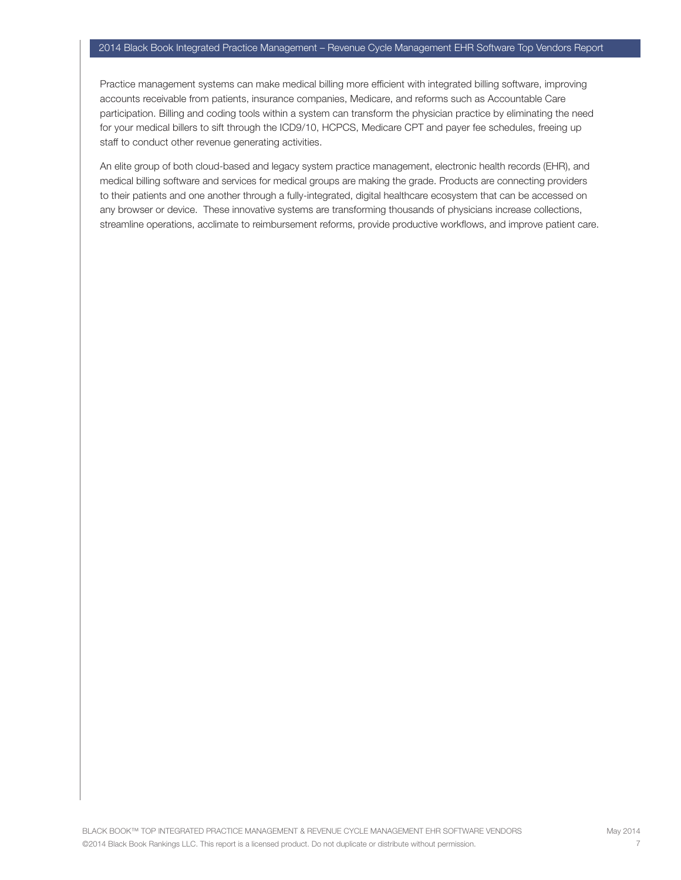Practice management systems can make medical billing more efficient with integrated billing software, improving accounts receivable from patients, insurance companies, Medicare, and reforms such as Accountable Care participation. Billing and coding tools within a system can transform the physician practice by eliminating the need for your medical billers to sift through the ICD9/10, HCPCS, Medicare CPT and payer fee schedules, freeing up staff to conduct other revenue generating activities.

An elite group of both cloud-based and legacy system practice management, electronic health records (EHR), and medical billing software and services for medical groups are making the grade. Products are connecting providers to their patients and one another through a fully-integrated, digital healthcare ecosystem that can be accessed on any browser or device.  These innovative systems are transforming thousands of physicians increase collections, streamline operations, acclimate to reimbursement reforms, provide productive workflows, and improve patient care.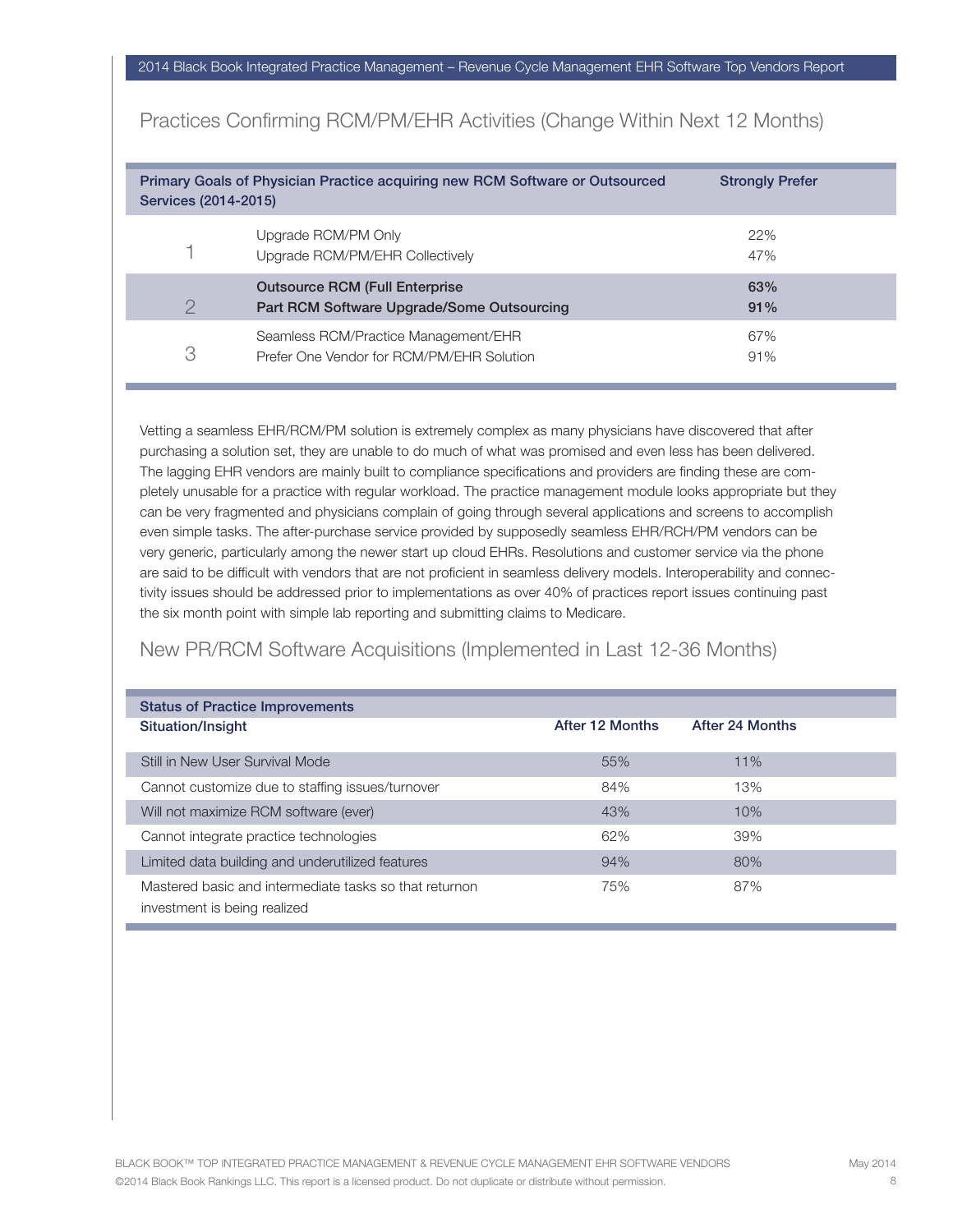## Practices Confirming RCM/PM/EHR Activities (Change Within Next 12 Months)

| | Primary Goals of Physician Practice acquiring new RCM Software or Outsourced Services (2014-2015) | Strongly Prefer |
|---|---|---|
| 1 | Upgrade RCM/PM Only | 22% |
| | Upgrade RCM/PM/EHR Collectively | 47% |
| 2 | **Outsource RCM (Full Enterprise** | **63%** |
| | **Part RCM Software Upgrade/Some Outsourcing** | **91%** |
| 3 | Seamless RCM/Practice Management/EHR | 67% |
| | Prefer One Vendor for RCM/PM/EHR Solution | 91% |

Vetting a seamless EHR/RCM/PM solution is extremely complex as many physicians have discovered that after purchasing a solution set, they are unable to do much of what was promised and even less has been delivered. The lagging EHR vendors are mainly built to compliance specifications and providers are finding these are completely unusable for a practice with regular workload. The practice management module looks appropriate but they can be very fragmented and physicians complain of going through several applications and screens to accomplish even simple tasks. The after-purchase service provided by supposedly seamless EHR/RCH/PM vendors can be very generic, particularly among the newer start up cloud EHRs. Resolutions and customer service via the phone are said to be difficult with vendors that are not proficient in seamless delivery models. Interoperability and connectivity issues should be addressed prior to implementations as over 40% of practices report issues continuing past the six month point with simple lab reporting and submitting claims to Medicare.

## New PR/RCM Software Acquisitions (Implemented in Last 12-36 Months)

| Status of Practice Improvements<br>Situation/Insight | After 12 Months | After 24 Months |
|---|---|---|
| Still in New User Survival Mode | 55% | 11% |
| Cannot customize due to staffing issues/turnover | 84% | 13% |
| Will not maximize RCM software (ever) | 43% | 10% |
| Cannot integrate practice technologies | 62% | 39% |
| Limited data building and underutilized features | 94% | 80% |
| Mastered basic and intermediate tasks so that returnon investment is being realized | 75% | 87% |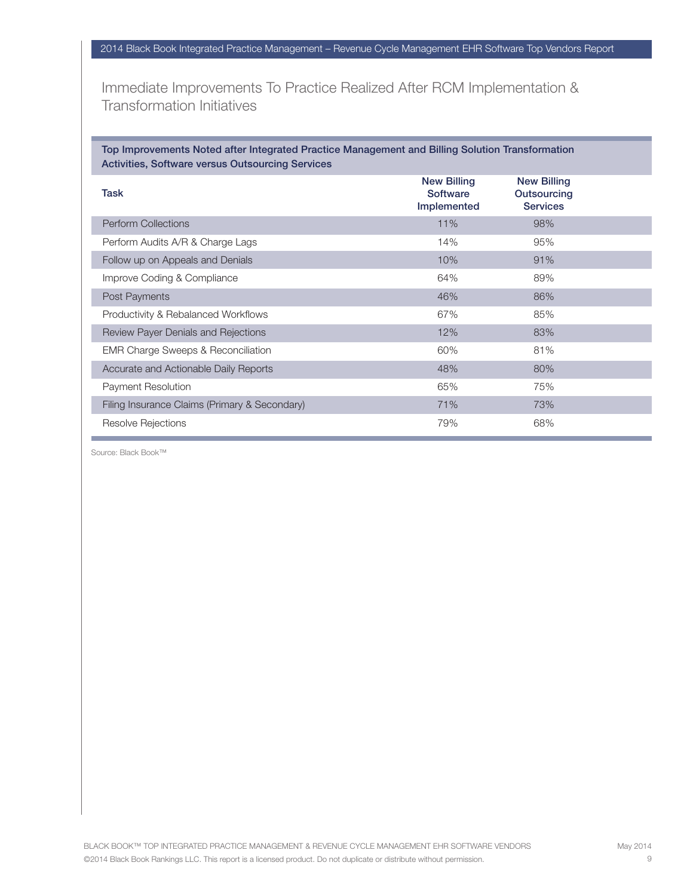## Immediate Improvements To Practice Realized After RCM Implementation & Transformation Initiatives

**Top Improvements Noted after Integrated Practice Management and Billing Solution Transformation Activities, Software versus Outsourcing Services**

| Task | New Billing Software Implemented | New Billing Outsourcing Services |
|---|---|---|
| Perform Collections | 11% | 98% |
| Perform Audits A/R & Charge Lags | 14% | 95% |
| Follow up on Appeals and Denials | 10% | 91% |
| Improve Coding & Compliance | 64% | 89% |
| Post Payments | 46% | 86% |
| Productivity & Rebalanced Workflows | 67% | 85% |
| Review Payer Denials and Rejections | 12% | 83% |
| EMR Charge Sweeps & Reconciliation | 60% | 81% |
| Accurate and Actionable Daily Reports | 48% | 80% |
| Payment Resolution | 65% | 75% |
| Filing Insurance Claims (Primary & Secondary) | 71% | 73% |
| Resolve Rejections | 79% | 68% |

Source: Black Book™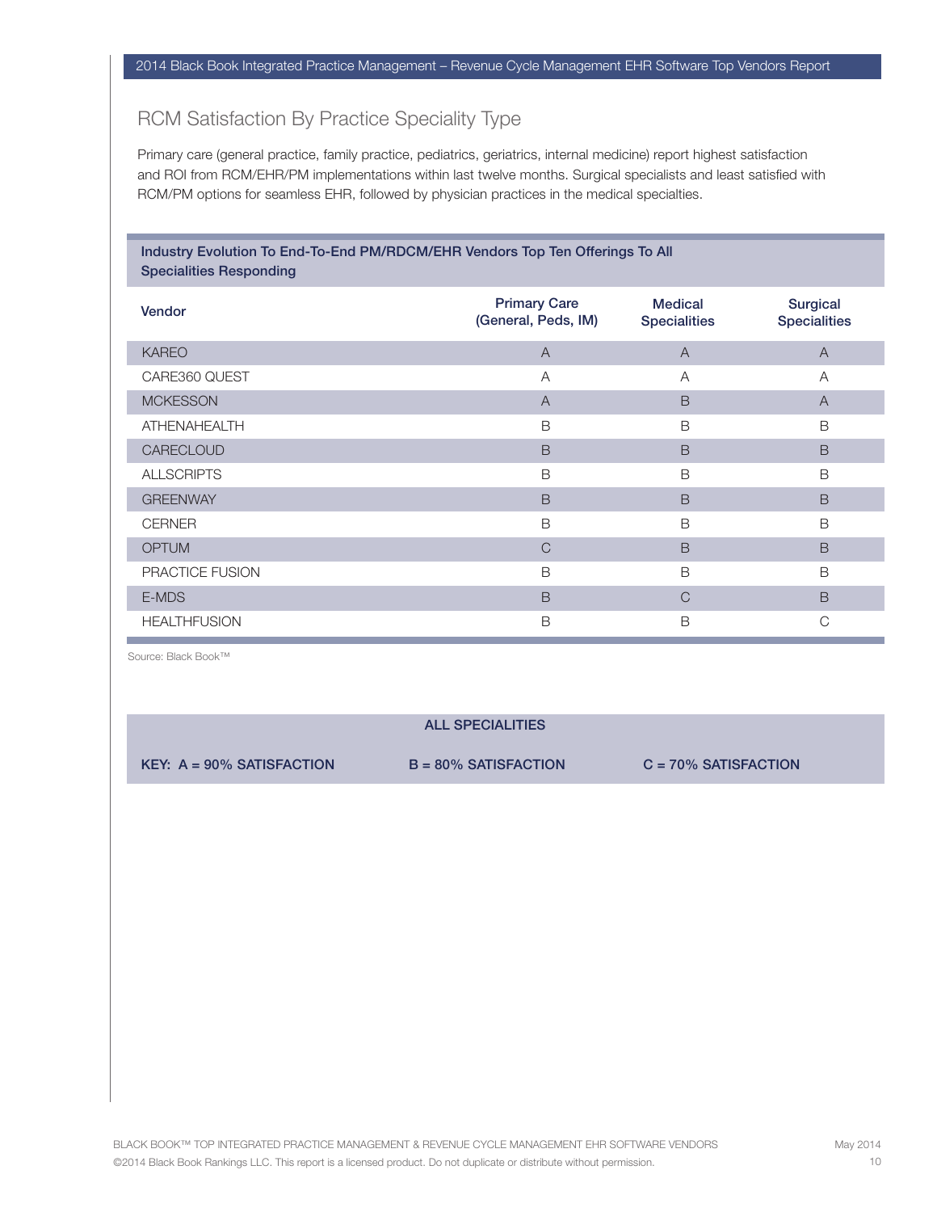## RCM Satisfaction By Practice Speciality Type

Primary care (general practice, family practice, pediatrics, geriatrics, internal medicine) report highest satisfaction and ROI from RCM/EHR/PM implementations within last twelve months. Surgical specialists and least satisfied with RCM/PM options for seamless EHR, followed by physician practices in the medical specialties.

**Industry Evolution To End-To-End PM/RDCM/EHR Vendors Top Ten Offerings To All Specialities Responding**

| Vendor | Primary Care (General, Peds, IM) | Medical Specialities | Surgical Specialities |
|---|---|---|---|
| KAREO | A | A | A |
| CARE360 QUEST | A | A | A |
| MCKESSON | A | B | A |
| ATHENAHEALTH | B | B | B |
| CARECLOUD | B | B | B |
| ALLSCRIPTS | B | B | B |
| GREENWAY | B | B | B |
| CERNER | B | B | B |
| OPTUM | C | B | B |
| PRACTICE FUSION | B | B | B |
| E-MDS | B | C | B |
| HEALTHFUSION | B | B | C |

Source: Black Book™

**ALL SPECIALITIES**

**KEY: A = 90% SATISFACTION** | **B = 80% SATISFACTION** | **C = 70% SATISFACTION**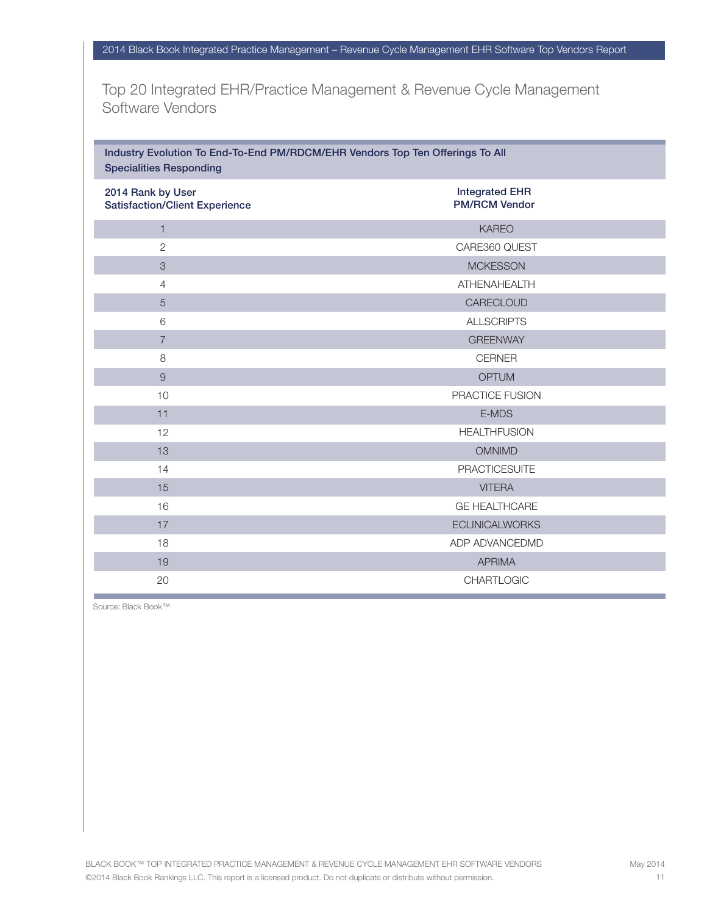## Top 20 Integrated EHR/Practice Management & Revenue Cycle Management Software Vendors

**Industry Evolution To End-To-End PM/RDCM/EHR Vendors Top Ten Offerings To All Specialities Responding**

| 2014 Rank by User Satisfaction/Client Experience | Integrated EHR PM/RCM Vendor |
|---|---|
| 1 | KAREO |
| 2 | CARE360 QUEST |
| 3 | MCKESSON |
| 4 | ATHENAHEALTH |
| 5 | CARECLOUD |
| 6 | ALLSCRIPTS |
| 7 | GREENWAY |
| 8 | CERNER |
| 9 | OPTUM |
| 10 | PRACTICE FUSION |
| 11 | E-MDS |
| 12 | HEALTHFUSION |
| 13 | OMNIMD |
| 14 | PRACTICESUITE |
| 15 | VITERA |
| 16 | GE HEALTHCARE |
| 17 | ECLINICALWORKS |
| 18 | ADP ADVANCEDMD |
| 19 | APRIMA |
| 20 | CHARTLOGIC |

Source: Black Book™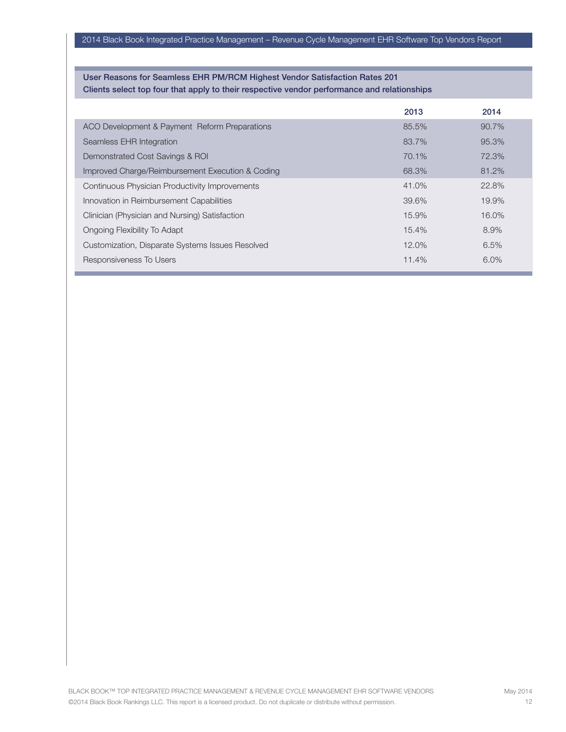**User Reasons for Seamless EHR PM/RCM Highest Vendor Satisfaction Rates 201**
**Clients select top four that apply to their respective vendor performance and relationships**

| | 2013 | 2014 |
|---|---|---|
| ACO Development & Payment Reform Preparations | 85.5% | 90.7% |
| Seamless EHR Integration | 83.7% | 95.3% |
| Demonstrated Cost Savings & ROI | 70.1% | 72.3% |
| Improved Charge/Reimbursement Execution & Coding | 68.3% | 81.2% |
| Continuous Physician Productivity Improvements | 41.0% | 22.8% |
| Innovation in Reimbursement Capabilities | 39.6% | 19.9% |
| Clinician (Physician and Nursing) Satisfaction | 15.9% | 16.0% |
| Ongoing Flexibility To Adapt | 15.4% | 8.9% |
| Customization, Disparate Systems Issues Resolved | 12.0% | 6.5% |
| Responsiveness To Users | 11.4% | 6.0% |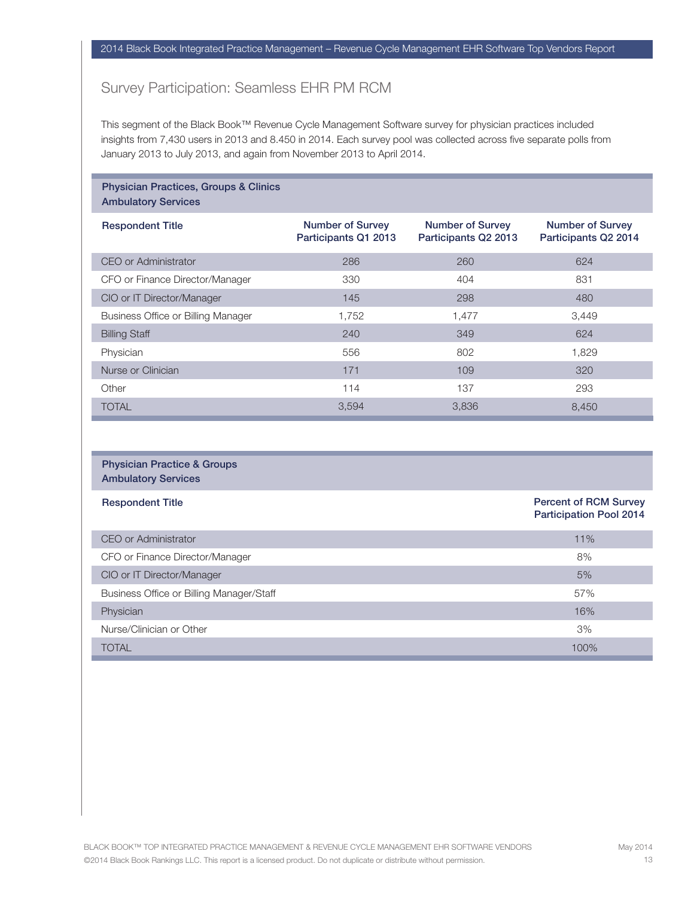## Survey Participation: Seamless EHR PM RCM

This segment of the Black Book™ Revenue Cycle Management Software survey for physician practices included insights from 7,430 users in 2013 and 8.450 in 2014. Each survey pool was collected across five separate polls from January 2013 to July 2013, and again from November 2013 to April 2014.

| **Physician Practices, Groups & Clinics Ambulatory Services** | | | |
|---|---|---|---|
| **Respondent Title** | **Number of Survey Participants Q1 2013** | **Number of Survey Participants Q2 2013** | **Number of Survey Participants Q2 2014** |
| CEO or Administrator | 286 | 260 | 624 |
| CFO or Finance Director/Manager | 330 | 404 | 831 |
| CIO or IT Director/Manager | 145 | 298 | 480 |
| Business Office or Billing Manager | 1,752 | 1,477 | 3,449 |
| Billing Staff | 240 | 349 | 624 |
| Physician | 556 | 802 | 1,829 |
| Nurse or Clinician | 171 | 109 | 320 |
| Other | 114 | 137 | 293 |
| TOTAL | 3,594 | 3,836 | 8,450 |

| **Physician Practice & Groups Ambulatory Services** | |
|---|---|
| **Respondent Title** | **Percent of RCM Survey Participation Pool 2014** |
| CEO or Administrator | 11% |
| CFO or Finance Director/Manager | 8% |
| CIO or IT Director/Manager | 5% |
| Business Office or Billing Manager/Staff | 57% |
| Physician | 16% |
| Nurse/Clinician or Other | 3% |
| TOTAL | 100% |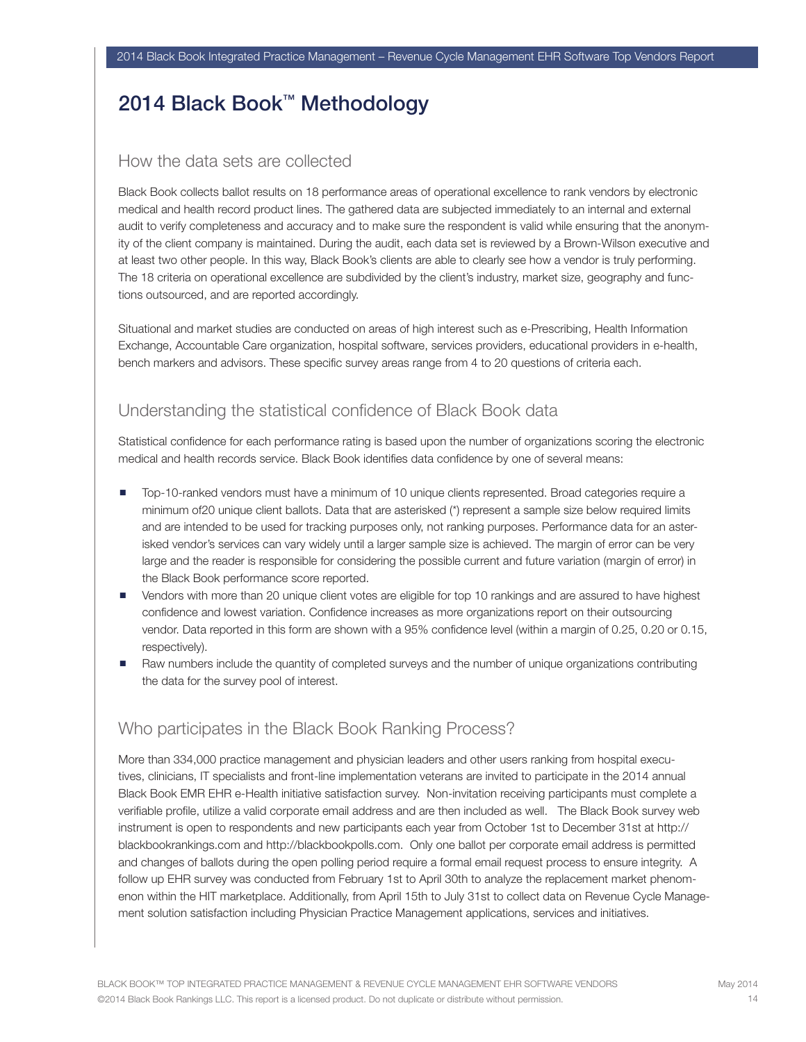# 2014 Black Book™ Methodology

## How the data sets are collected

Black Book collects ballot results on 18 performance areas of operational excellence to rank vendors by electronic medical and health record product lines. The gathered data are subjected immediately to an internal and external audit to verify completeness and accuracy and to make sure the respondent is valid while ensuring that the anonymity of the client company is maintained. During the audit, each data set is reviewed by a Brown-Wilson executive and at least two other people. In this way, Black Book's clients are able to clearly see how a vendor is truly performing. The 18 criteria on operational excellence are subdivided by the client's industry, market size, geography and functions outsourced, and are reported accordingly.

Situational and market studies are conducted on areas of high interest such as e-Prescribing, Health Information Exchange, Accountable Care organization, hospital software, services providers, educational providers in e-health, bench markers and advisors. These specific survey areas range from 4 to 20 questions of criteria each.

## Understanding the statistical confidence of Black Book data

Statistical confidence for each performance rating is based upon the number of organizations scoring the electronic medical and health records service. Black Book identifies data confidence by one of several means:

- Top-10-ranked vendors must have a minimum of 10 unique clients represented. Broad categories require a minimum of20 unique client ballots. Data that are asterisked (*) represent a sample size below required limits and are intended to be used for tracking purposes only, not ranking purposes. Performance data for an asterisked vendor's services can vary widely until a larger sample size is achieved. The margin of error can be very large and the reader is responsible for considering the possible current and future variation (margin of error) in the Black Book performance score reported.
- Vendors with more than 20 unique client votes are eligible for top 10 rankings and are assured to have highest confidence and lowest variation. Confidence increases as more organizations report on their outsourcing vendor. Data reported in this form are shown with a 95% confidence level (within a margin of 0.25, 0.20 or 0.15, respectively).
- Raw numbers include the quantity of completed surveys and the number of unique organizations contributing the data for the survey pool of interest.

## Who participates in the Black Book Ranking Process?

More than 334,000 practice management and physician leaders and other users ranking from hospital executives, clinicians, IT specialists and front-line implementation veterans are invited to participate in the 2014 annual Black Book EMR EHR e-Health initiative satisfaction survey. Non-invitation receiving participants must complete a verifiable profile, utilize a valid corporate email address and are then included as well. The Black Book survey web instrument is open to respondents and new participants each year from October 1st to December 31st at http://blackbookrankings.com and http://blackbookpolls.com. Only one ballot per corporate email address is permitted and changes of ballots during the open polling period require a formal email request process to ensure integrity. A follow up EHR survey was conducted from February 1st to April 30th to analyze the replacement market phenomenon within the HIT marketplace. Additionally, from April 15th to July 31st to collect data on Revenue Cycle Management solution satisfaction including Physician Practice Management applications, services and initiatives.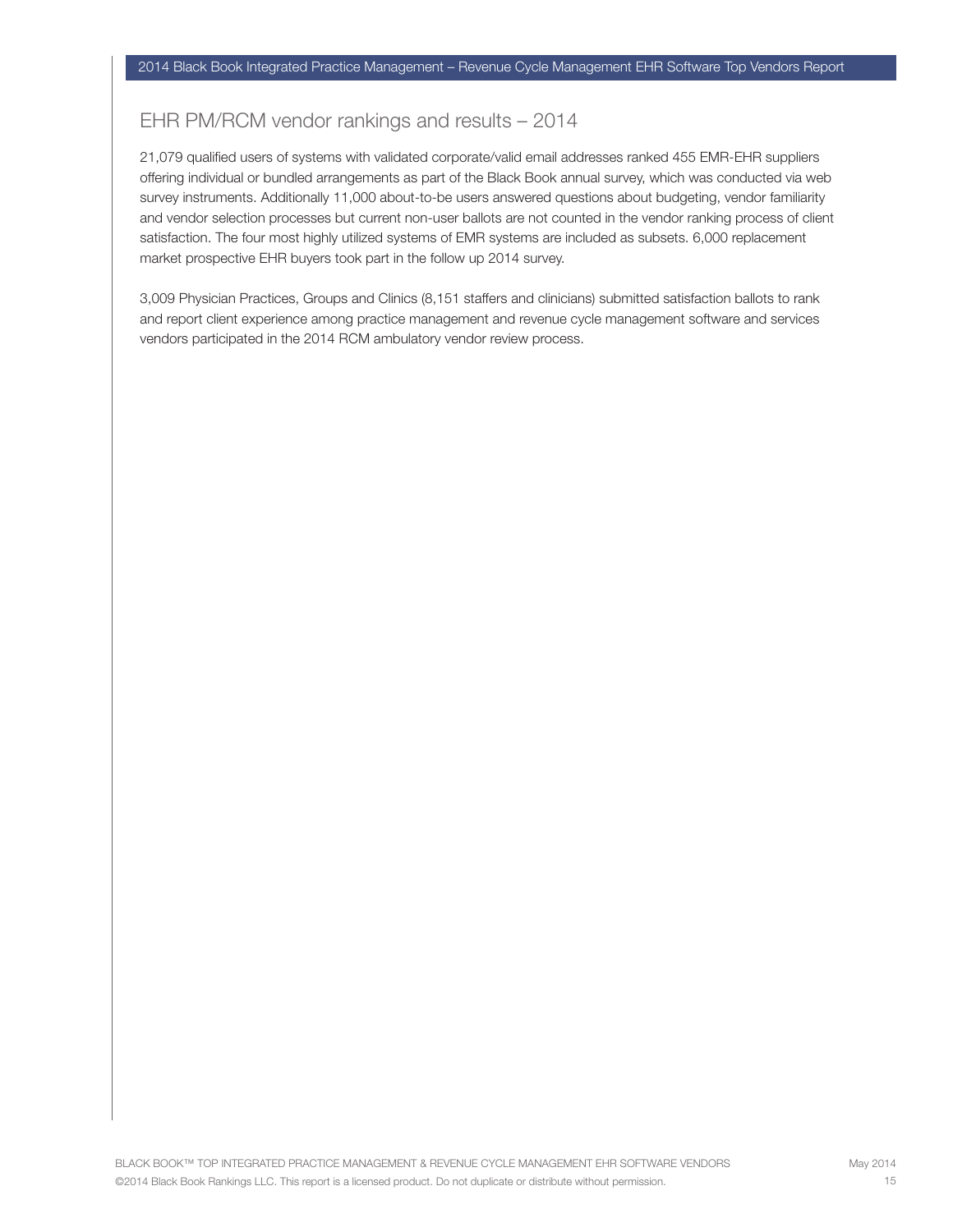## EHR PM/RCM vendor rankings and results – 2014

21,079 qualified users of systems with validated corporate/valid email addresses ranked 455 EMR-EHR suppliers offering individual or bundled arrangements as part of the Black Book annual survey, which was conducted via web survey instruments. Additionally 11,000 about-to-be users answered questions about budgeting, vendor familiarity and vendor selection processes but current non-user ballots are not counted in the vendor ranking process of client satisfaction. The four most highly utilized systems of EMR systems are included as subsets. 6,000 replacement market prospective EHR buyers took part in the follow up 2014 survey.

3,009 Physician Practices, Groups and Clinics (8,151 staffers and clinicians) submitted satisfaction ballots to rank and report client experience among practice management and revenue cycle management software and services vendors participated in the 2014 RCM ambulatory vendor review process.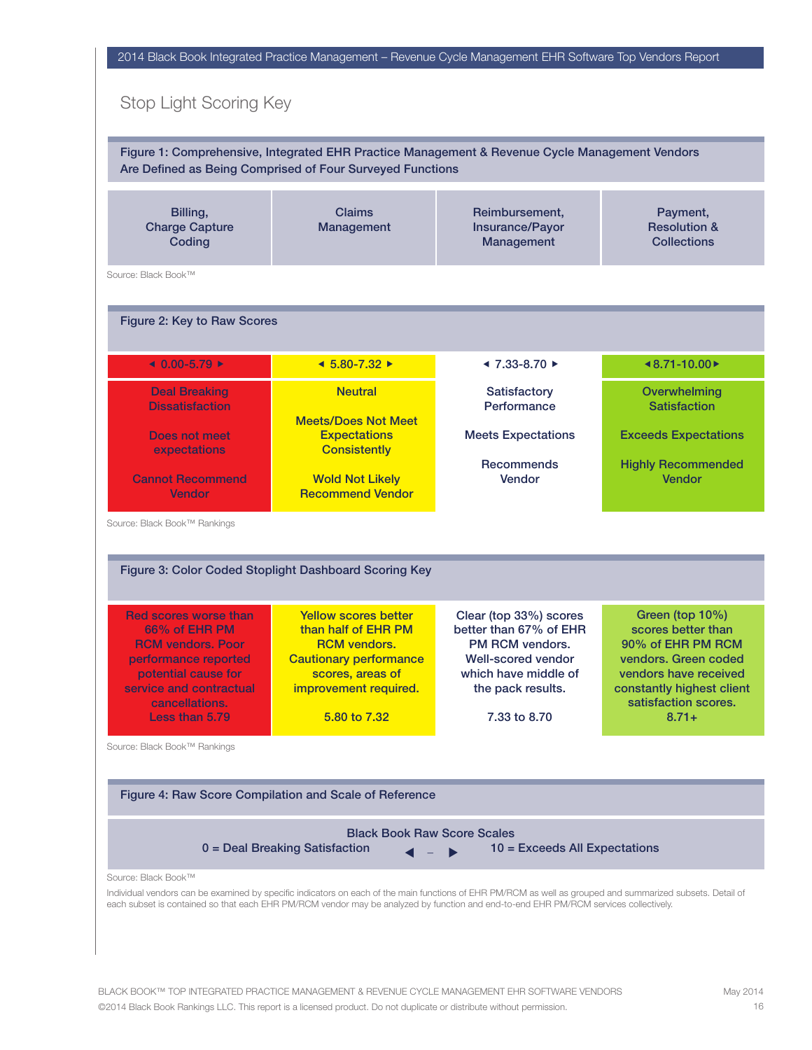## Stop Light Scoring Key

**Figure 1: Comprehensive, Integrated EHR Practice Management & Revenue Cycle Management Vendors Are Defined as Being Comprised of Four Surveyed Functions**

| Billing, Charge Capture Coding | Claims Management | Reimbursement, Insurance/Payor Management | Payment, Resolution & Collections |
|---|---|---|---|

Source: Black Book™

**Figure 2: Key to Raw Scores**

| ◄ 0.00-5.79 ► | ◄ 5.80-7.32 ► | ◄ 7.33-8.70 ► | ◄8.71-10.00► |
|---|---|---|---|
| Deal Breaking Dissatisfaction<br><br>Does not meet expectations<br><br>Cannot Recommend Vendor | Neutral<br><br>Meets/Does Not Meet Expectations Consistently<br><br>Wold Not Likely Recommend Vendor | Satisfactory Performance<br><br>Meets Expectations<br><br>Recommends Vendor | Overwhelming Satisfaction<br><br>Exceeds Expectations<br><br>Highly Recommended Vendor |

Source: Black Book™ Rankings

**Figure 3: Color Coded Stoplight Dashboard Scoring Key**

| Red scores worse than 66% of EHR PM RCM vendors. Poor performance reported potential cause for service and contractual cancellations.<br>Less than 5.79 | Yellow scores better than half of EHR PM RCM vendors. Cautionary performance scores, areas of improvement required.<br><br>5.80 to 7.32 | Clear (top 33%) scores better than 67% of EHR PM RCM vendors. Well-scored vendor which have middle of the pack results.<br><br>7.33 to 8.70 | Green (top 10%) scores better than 90% of EHR PM RCM vendors. Green coded vendors have received constantly highest client satisfaction scores.<br>8.71+ |
|---|---|---|---|

Source: Black Book™ Rankings

**Figure 4: Raw Score Compilation and Scale of Reference**

Black Book Raw Score Scales

0 = Deal Breaking Satisfaction ◄ – ► 10 = Exceeds All Expectations

Source: Black Book™

Individual vendors can be examined by specific indicators on each of the main functions of EHR PM/RCM as well as grouped and summarized subsets. Detail of each subset is contained so that each EHR PM/RCM vendor may be analyzed by function and end-to-end EHR PM/RCM services collectively.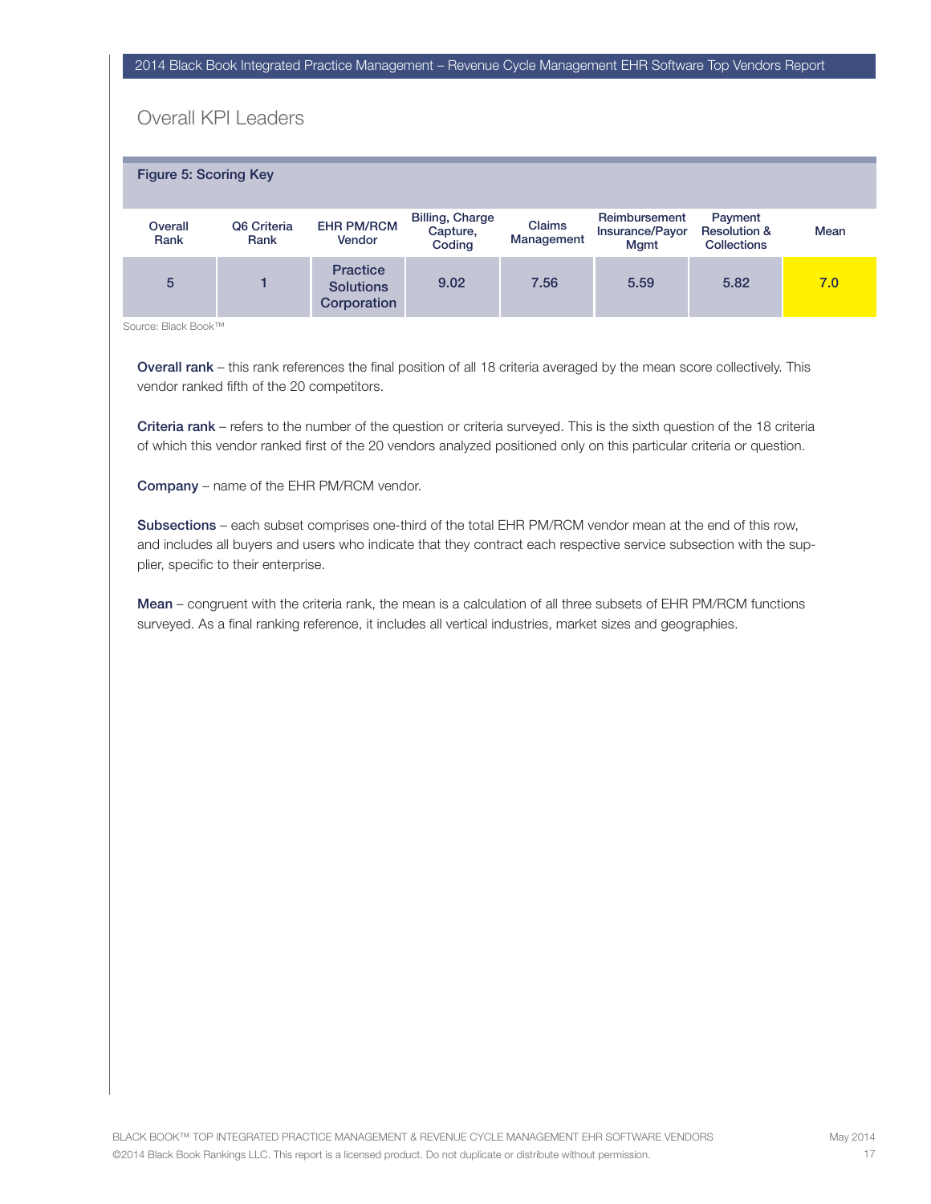## Overall KPI Leaders

**Figure 5: Scoring Key**

| Overall Rank | Q6 Criteria Rank | EHR PM/RCM Vendor | Billing, Charge Capture, Coding | Claims Management | Reimbursement Insurance/Payor Mgmt | Payment Resolution & Collections | Mean |
|---|---|---|---|---|---|---|---|
| 5 | 1 | Practice Solutions Corporation | 9.02 | 7.56 | 5.59 | 5.82 | 7.0 |

Source: Black Book™

**Overall rank** – this rank references the final position of all 18 criteria averaged by the mean score collectively. This vendor ranked fifth of the 20 competitors.

**Criteria rank** – refers to the number of the question or criteria surveyed. This is the sixth question of the 18 criteria of which this vendor ranked first of the 20 vendors analyzed positioned only on this particular criteria or question.

**Company** – name of the EHR PM/RCM vendor.

**Subsections** – each subset comprises one-third of the total EHR PM/RCM vendor mean at the end of this row, and includes all buyers and users who indicate that they contract each respective service subsection with the supplier, specific to their enterprise.

**Mean** – congruent with the criteria rank, the mean is a calculation of all three subsets of EHR PM/RCM functions surveyed. As a final ranking reference, it includes all vertical industries, market sizes and geographies.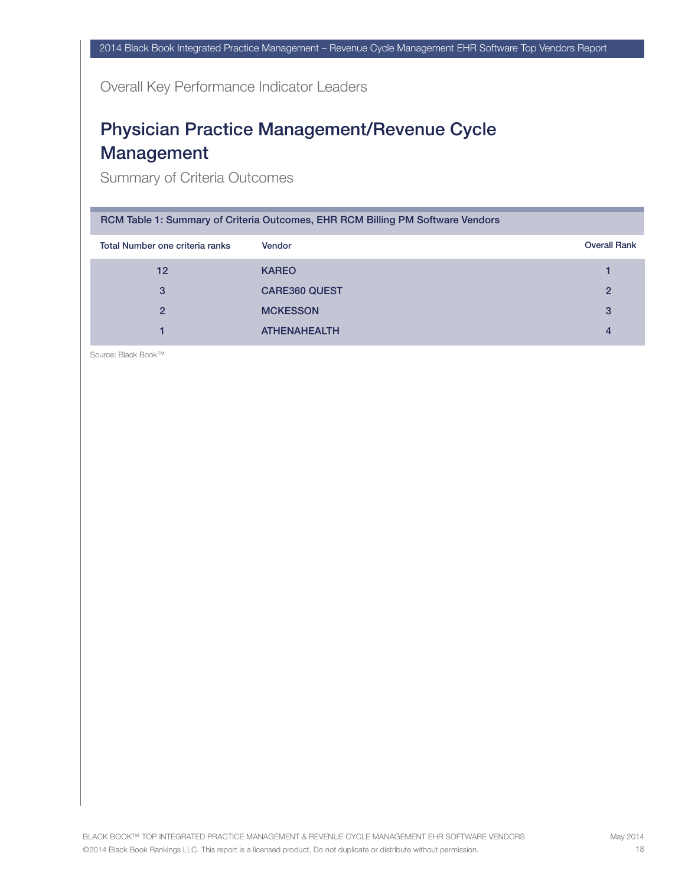Overall Key Performance Indicator Leaders

# Physician Practice Management/Revenue Cycle Management

Summary of Criteria Outcomes

**RCM Table 1: Summary of Criteria Outcomes, EHR RCM Billing PM Software Vendors**

| Total Number one criteria ranks | Vendor | Overall Rank |
|---|---|---|
| 12 | KAREO | 1 |
| 3 | CARE360 QUEST | 2 |
| 2 | MCKESSON | 3 |
| 1 | ATHENAHEALTH | 4 |

Source: Black Book™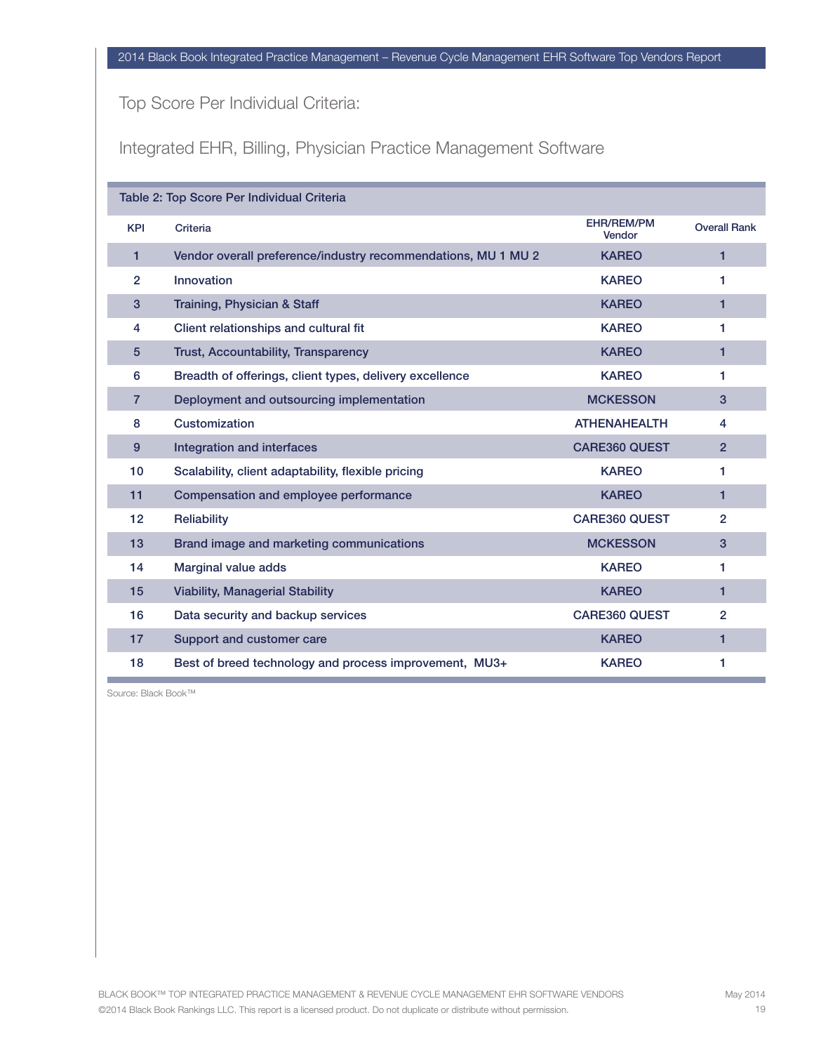## Top Score Per Individual Criteria:

## Integrated EHR, Billing, Physician Practice Management Software

**Table 2: Top Score Per Individual Criteria**

| KPI | Criteria | EHR/REM/PM Vendor | Overall Rank |
|---|---|---|---|
| 1 | Vendor overall preference/industry recommendations, MU 1 MU 2 | KAREO | 1 |
| 2 | Innovation | KAREO | 1 |
| 3 | Training, Physician & Staff | KAREO | 1 |
| 4 | Client relationships and cultural fit | KAREO | 1 |
| 5 | Trust, Accountability, Transparency | KAREO | 1 |
| 6 | Breadth of offerings, client types, delivery excellence | KAREO | 1 |
| 7 | Deployment and outsourcing implementation | MCKESSON | 3 |
| 8 | Customization | ATHENAHEALTH | 4 |
| 9 | Integration and interfaces | CARE360 QUEST | 2 |
| 10 | Scalability, client adaptability, flexible pricing | KAREO | 1 |
| 11 | Compensation and employee performance | KAREO | 1 |
| 12 | Reliability | CARE360 QUEST | 2 |
| 13 | Brand image and marketing communications | MCKESSON | 3 |
| 14 | Marginal value adds | KAREO | 1 |
| 15 | Viability, Managerial Stability | KAREO | 1 |
| 16 | Data security and backup services | CARE360 QUEST | 2 |
| 17 | Support and customer care | KAREO | 1 |
| 18 | Best of breed technology and process improvement, MU3+ | KAREO | 1 |

Source: Black Book™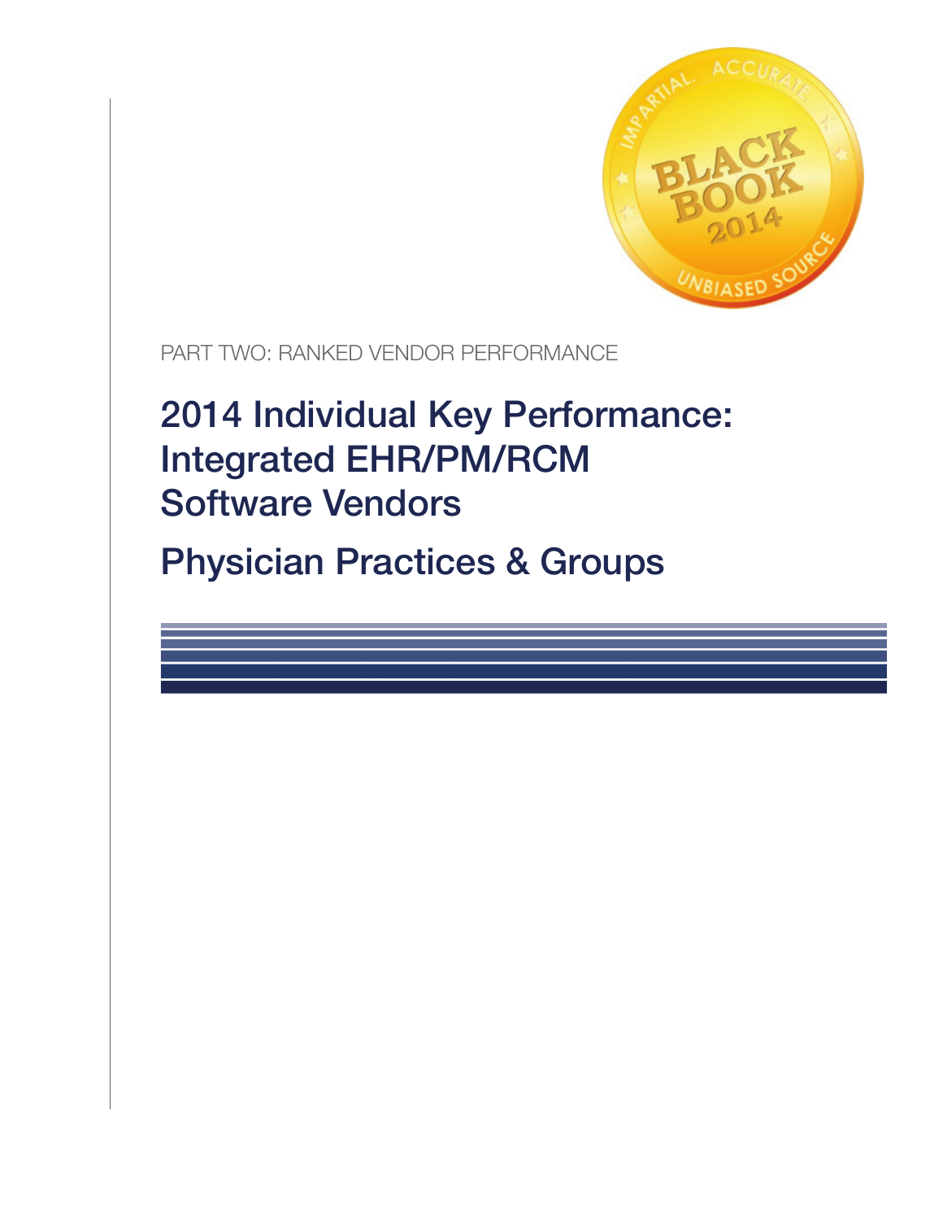PART TWO: RANKED VENDOR PERFORMANCE

# 2014 Individual Key Performance: Integrated EHR/PM/RCM Software Vendors

# Physician Practices & Groups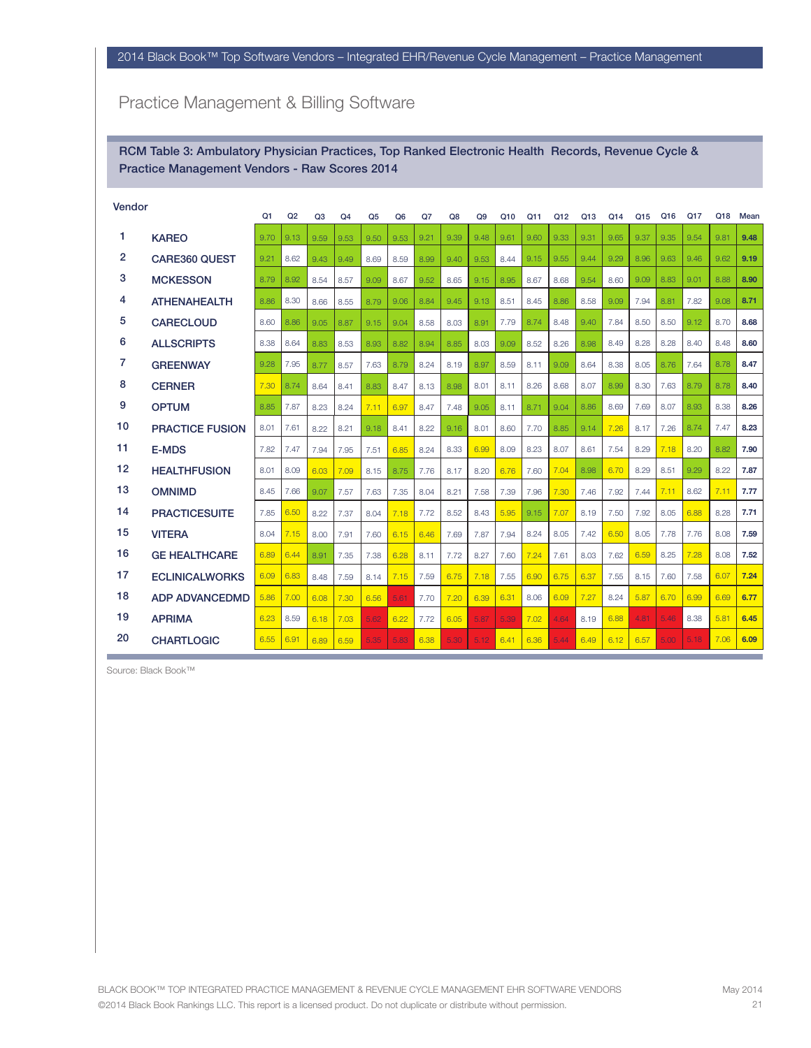## Practice Management & Billing Software

**RCM Table 3: Ambulatory Physician Practices, Top Ranked Electronic Health Records, Revenue Cycle & Practice Management Vendors - Raw Scores 2014**

| | Vendor | Q1 | Q2 | Q3 | Q4 | Q5 | Q6 | Q7 | Q8 | Q9 | Q10 | Q11 | Q12 | Q13 | Q14 | Q15 | Q16 | Q17 | Q18 | Mean |
|---|---|---|---|---|---|---|---|---|---|---|---|---|---|---|---|---|---|---|---|---|
| 1 | KAREO | 9.70 | 9.13 | 9.59 | 9.53 | 9.50 | 9.53 | 9.21 | 9.39 | 9.48 | 9.61 | 9.60 | 9.33 | 9.31 | 9.65 | 9.37 | 9.35 | 9.54 | 9.81 | **9.48** |
| 2 | CARE360 QUEST | 9.21 | 8.62 | 9.43 | 9.49 | 8.69 | 8.59 | 8.99 | 9.40 | 9.53 | 8.44 | 9.15 | 9.55 | 9.44 | 9.29 | 8.96 | 9.63 | 9.46 | 9.62 | **9.19** |
| 3 | MCKESSON | 8.79 | 8.92 | 8.54 | 8.57 | 9.09 | 8.67 | 9.52 | 8.65 | 9.15 | 8.95 | 8.67 | 8.68 | 9.54 | 8.60 | 9.09 | 8.83 | 9.01 | 8.88 | **8.90** |
| 4 | ATHENAHEALTH | 8.86 | 8.30 | 8.66 | 8.55 | 8.79 | 9.06 | 8.84 | 9.45 | 9.13 | 8.51 | 8.45 | 8.86 | 8.58 | 9.09 | 7.94 | 8.81 | 7.82 | 9.08 | **8.71** |
| 5 | CARECLOUD | 8.60 | 8.86 | 9.05 | 8.87 | 9.15 | 9.04 | 8.58 | 8.03 | 8.91 | 7.79 | 8.74 | 8.48 | 9.40 | 7.84 | 8.50 | 8.50 | 9.12 | 8.70 | **8.68** |
| 6 | ALLSCRIPTS | 8.38 | 8.64 | 8.83 | 8.53 | 8.93 | 8.82 | 8.94 | 8.85 | 8.03 | 9.09 | 8.52 | 8.26 | 8.98 | 8.49 | 8.28 | 8.28 | 8.40 | 8.48 | **8.60** |
| 7 | GREENWAY | 9.28 | 7.95 | 8.77 | 8.57 | 7.63 | 8.79 | 8.24 | 8.19 | 8.97 | 8.59 | 8.11 | 9.09 | 8.64 | 8.38 | 8.05 | 8.76 | 7.64 | 8.78 | **8.47** |
| 8 | CERNER | 7.30 | 8.74 | 8.64 | 8.41 | 8.83 | 8.47 | 8.13 | 8.98 | 8.01 | 8.11 | 8.26 | 8.68 | 8.07 | 8.99 | 8.30 | 7.63 | 8.79 | 8.78 | **8.40** |
| 9 | OPTUM | 8.85 | 7.87 | 8.23 | 8.24 | 7.11 | 6.97 | 8.47 | 7.48 | 9.05 | 8.11 | 8.71 | 9.04 | 8.86 | 8.69 | 7.69 | 8.07 | 8.93 | 8.38 | **8.26** |
| 10 | PRACTICE FUSION | 8.01 | 7.61 | 8.22 | 8.21 | 9.18 | 8.41 | 8.22 | 9.16 | 8.01 | 8.60 | 7.70 | 8.85 | 9.14 | 7.26 | 8.17 | 7.26 | 8.74 | 7.47 | **8.23** |
| 11 | E-MDS | 7.82 | 7.47 | 7.94 | 7.95 | 7.51 | 6.85 | 8.24 | 8.33 | 6.99 | 8.09 | 8.23 | 8.07 | 8.61 | 7.54 | 8.29 | 7.18 | 8.20 | 8.82 | **7.90** |
| 12 | HEALTHFUSION | 8.01 | 8.09 | 6.03 | 7.09 | 8.15 | 8.75 | 7.76 | 8.17 | 8.20 | 6.76 | 7.60 | 7.04 | 8.98 | 6.70 | 8.29 | 8.51 | 9.29 | 8.22 | **7.87** |
| 13 | OMNIMD | 8.45 | 7.66 | 9.07 | 7.57 | 7.63 | 7.35 | 8.04 | 8.21 | 7.58 | 7.39 | 7.96 | 7.30 | 7.46 | 7.92 | 7.44 | 7.11 | 8.62 | 7.11 | **7.77** |
| 14 | PRACTICESUITE | 7.85 | 6.50 | 8.22 | 7.37 | 8.04 | 7.18 | 7.72 | 8.52 | 8.43 | 5.95 | 9.15 | 7.07 | 8.19 | 7.50 | 7.92 | 8.05 | 6.88 | 8.28 | **7.71** |
| 15 | VITERA | 8.04 | 7.15 | 8.00 | 7.91 | 7.60 | 6.15 | 6.46 | 7.69 | 7.87 | 7.94 | 8.24 | 8.05 | 7.42 | 6.50 | 8.05 | 7.78 | 7.76 | 8.08 | **7.59** |
| 16 | GE HEALTHCARE | 6.89 | 6.44 | 8.91 | 7.35 | 7.38 | 6.28 | 8.11 | 7.72 | 8.27 | 7.60 | 7.24 | 7.61 | 8.03 | 7.62 | 6.59 | 8.25 | 7.28 | 8.08 | **7.52** |
| 17 | ECLINICALWORKS | 6.09 | 6.83 | 8.48 | 7.59 | 8.14 | 7.15 | 7.59 | 6.75 | 7.18 | 7.55 | 6.90 | 6.75 | 6.37 | 7.55 | 8.15 | 7.60 | 7.58 | 6.07 | **7.24** |
| 18 | ADP ADVANCEDMD | 5.86 | 7.00 | 6.08 | 7.30 | 6.56 | 5.61 | 7.70 | 7.20 | 6.39 | 6.31 | 8.06 | 6.09 | 7.27 | 8.24 | 5.87 | 6.70 | 6.99 | 6.69 | **6.77** |
| 19 | APRIMA | 6.23 | 8.59 | 6.18 | 7.03 | 5.62 | 6.22 | 7.72 | 6.05 | 5.87 | 5.39 | 7.02 | 4.64 | 8.19 | 6.88 | 4.81 | 5.46 | 8.38 | 5.81 | **6.45** |
| 20 | CHARTLOGIC | 6.55 | 6.91 | 6.89 | 6.59 | 5.35 | 5.83 | 6.38 | 5.30 | 5.12 | 6.41 | 6.36 | 5.44 | 6.49 | 6.12 | 6.57 | 5.00 | 5.18 | 7.06 | **6.09** |

Source: Black Book™

BLACK BOOK™ TOP INTEGRATED PRACTICE MANAGEMENT & REVENUE CYCLE MANAGEMENT EHR SOFTWARE VENDORS — May 2014

©2014 Black Book Rankings LLC. This report is a licensed product. Do not duplicate or distribute without permission.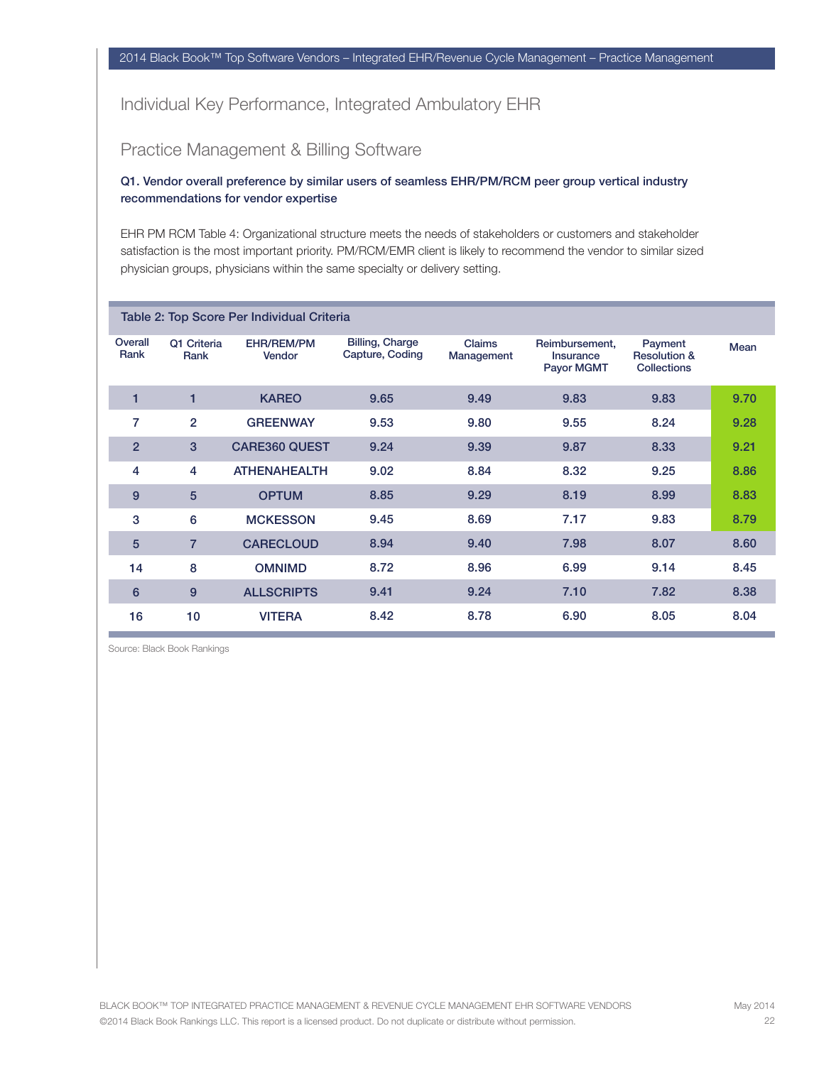## Individual Key Performance, Integrated Ambulatory EHR

## Practice Management & Billing Software

**Q1. Vendor overall preference by similar users of seamless EHR/PM/RCM peer group vertical industry recommendations for vendor expertise**

EHR PM RCM Table 4: Organizational structure meets the needs of stakeholders or customers and stakeholder satisfaction is the most important priority. PM/RCM/EMR client is likely to recommend the vendor to similar sized physician groups, physicians within the same specialty or delivery setting.

**Table 2: Top Score Per Individual Criteria**

| Overall Rank | Q1 Criteria Rank | EHR/REM/PM Vendor | Billing, Charge Capture, Coding | Claims Management | Reimbursement, Insurance Payor MGMT | Payment Resolution & Collections | Mean |
|---|---|---|---|---|---|---|---|
| 1 | 1 | KAREO | 9.65 | 9.49 | 9.83 | 9.83 | 9.70 |
| 7 | 2 | GREENWAY | 9.53 | 9.80 | 9.55 | 8.24 | 9.28 |
| 2 | 3 | CARE360 QUEST | 9.24 | 9.39 | 9.87 | 8.33 | 9.21 |
| 4 | 4 | ATHENAHEALTH | 9.02 | 8.84 | 8.32 | 9.25 | 8.86 |
| 9 | 5 | OPTUM | 8.85 | 9.29 | 8.19 | 8.99 | 8.83 |
| 3 | 6 | MCKESSON | 9.45 | 8.69 | 7.17 | 9.83 | 8.79 |
| 5 | 7 | CARECLOUD | 8.94 | 9.40 | 7.98 | 8.07 | 8.60 |
| 14 | 8 | OMNIMD | 8.72 | 8.96 | 6.99 | 9.14 | 8.45 |
| 6 | 9 | ALLSCRIPTS | 9.41 | 9.24 | 7.10 | 7.82 | 8.38 |
| 16 | 10 | VITERA | 8.42 | 8.78 | 6.90 | 8.05 | 8.04 |

Source: Black Book Rankings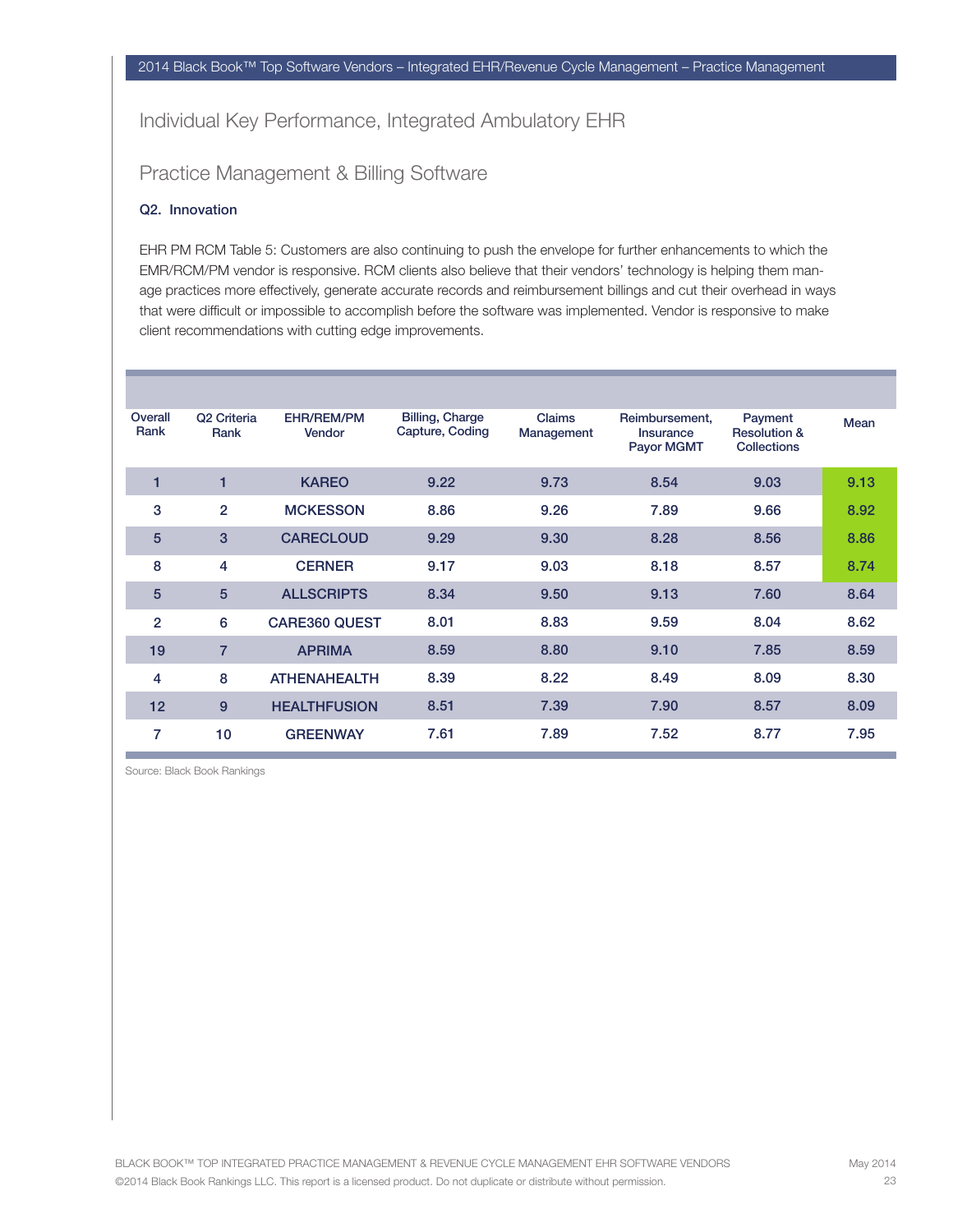## Individual Key Performance, Integrated Ambulatory EHR

## Practice Management & Billing Software

**Q2. Innovation**

EHR PM RCM Table 5: Customers are also continuing to push the envelope for further enhancements to which the EMR/RCM/PM vendor is responsive. RCM clients also believe that their vendors' technology is helping them manage practices more effectively, generate accurate records and reimbursement billings and cut their overhead in ways that were difficult or impossible to accomplish before the software was implemented. Vendor is responsive to make client recommendations with cutting edge improvements.

| Overall Rank | Q2 Criteria Rank | EHR/REM/PM Vendor | Billing, Charge Capture, Coding | Claims Management | Reimbursement, Insurance Payor MGMT | Payment Resolution & Collections | Mean |
|---|---|---|---|---|---|---|---|
| 1 | 1 | KAREO | 9.22 | 9.73 | 8.54 | 9.03 | 9.13 |
| 3 | 2 | MCKESSON | 8.86 | 9.26 | 7.89 | 9.66 | 8.92 |
| 5 | 3 | CARECLOUD | 9.29 | 9.30 | 8.28 | 8.56 | 8.86 |
| 8 | 4 | CERNER | 9.17 | 9.03 | 8.18 | 8.57 | 8.74 |
| 5 | 5 | ALLSCRIPTS | 8.34 | 9.50 | 9.13 | 7.60 | 8.64 |
| 2 | 6 | CARE360 QUEST | 8.01 | 8.83 | 9.59 | 8.04 | 8.62 |
| 19 | 7 | APRIMA | 8.59 | 8.80 | 9.10 | 7.85 | 8.59 |
| 4 | 8 | ATHENAHEALTH | 8.39 | 8.22 | 8.49 | 8.09 | 8.30 |
| 12 | 9 | HEALTHFUSION | 8.51 | 7.39 | 7.90 | 8.57 | 8.09 |
| 7 | 10 | GREENWAY | 7.61 | 7.89 | 7.52 | 8.77 | 7.95 |

Source: Black Book Rankings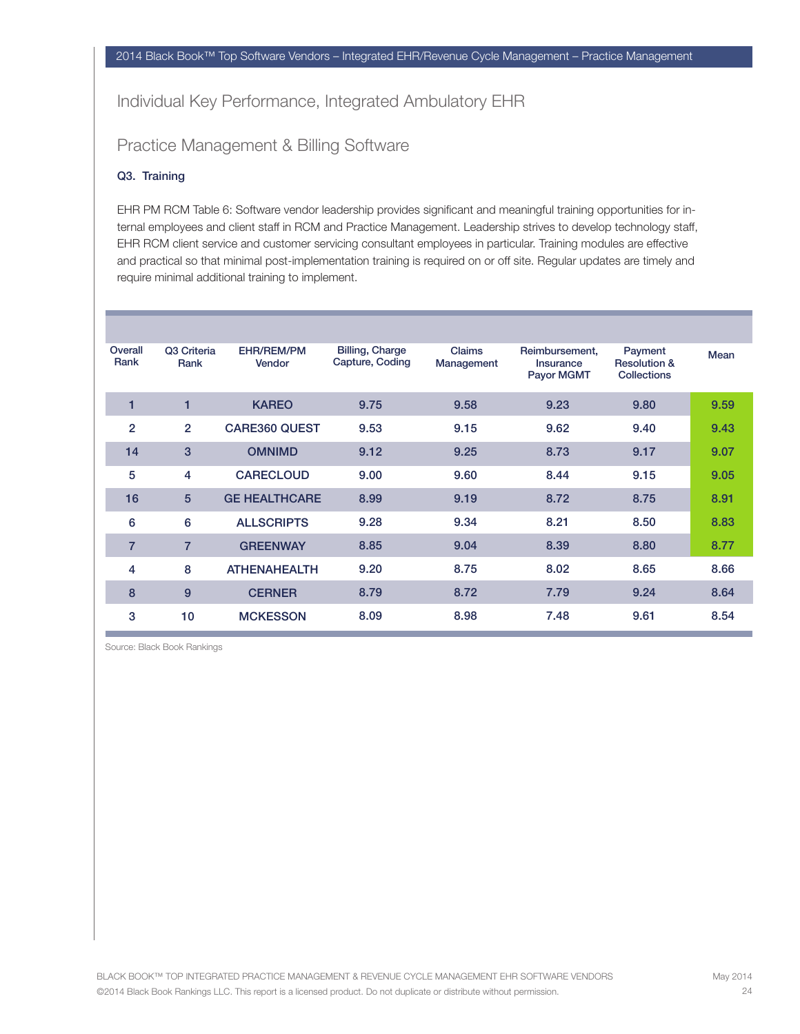## Individual Key Performance, Integrated Ambulatory EHR

## Practice Management & Billing Software

**Q3. Training**

EHR PM RCM Table 6: Software vendor leadership provides significant and meaningful training opportunities for internal employees and client staff in RCM and Practice Management. Leadership strives to develop technology staff, EHR RCM client service and customer servicing consultant employees in particular. Training modules are effective and practical so that minimal post-implementation training is required on or off site. Regular updates are timely and require minimal additional training to implement.

| Overall Rank | Q3 Criteria Rank | EHR/REM/PM Vendor | Billing, Charge Capture, Coding | Claims Management | Reimbursement, Insurance Payor MGMT | Payment Resolution & Collections | Mean |
|---|---|---|---|---|---|---|---|
| 1 | 1 | KAREO | 9.75 | 9.58 | 9.23 | 9.80 | 9.59 |
| 2 | 2 | CARE360 QUEST | 9.53 | 9.15 | 9.62 | 9.40 | 9.43 |
| 14 | 3 | OMNIMD | 9.12 | 9.25 | 8.73 | 9.17 | 9.07 |
| 5 | 4 | CARECLOUD | 9.00 | 9.60 | 8.44 | 9.15 | 9.05 |
| 16 | 5 | GE HEALTHCARE | 8.99 | 9.19 | 8.72 | 8.75 | 8.91 |
| 6 | 6 | ALLSCRIPTS | 9.28 | 9.34 | 8.21 | 8.50 | 8.83 |
| 7 | 7 | GREENWAY | 8.85 | 9.04 | 8.39 | 8.80 | 8.77 |
| 4 | 8 | ATHENAHEALTH | 9.20 | 8.75 | 8.02 | 8.65 | 8.66 |
| 8 | 9 | CERNER | 8.79 | 8.72 | 7.79 | 9.24 | 8.64 |
| 3 | 10 | MCKESSON | 8.09 | 8.98 | 7.48 | 9.61 | 8.54 |

Source: Black Book Rankings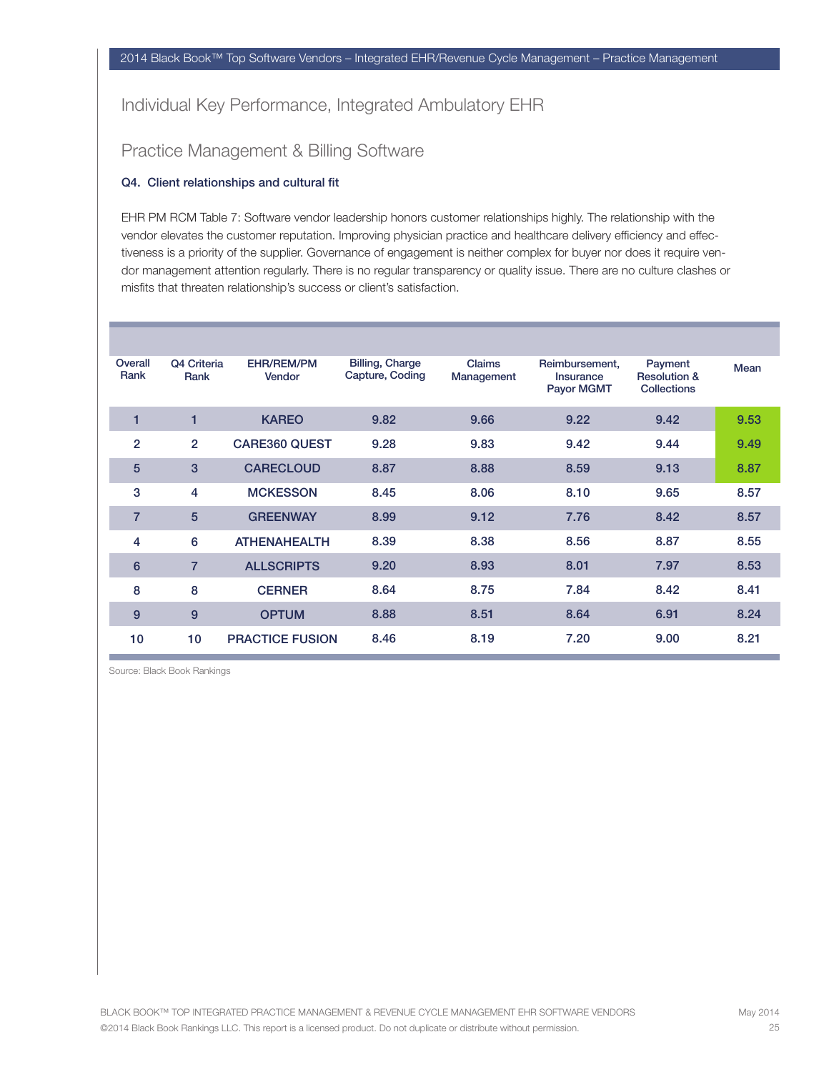## Individual Key Performance, Integrated Ambulatory EHR

## Practice Management & Billing Software

**Q4. Client relationships and cultural fit**

EHR PM RCM Table 7: Software vendor leadership honors customer relationships highly. The relationship with the vendor elevates the customer reputation. Improving physician practice and healthcare delivery efficiency and effectiveness is a priority of the supplier. Governance of engagement is neither complex for buyer nor does it require vendor management attention regularly. There is no regular transparency or quality issue. There are no culture clashes or misfits that threaten relationship's success or client's satisfaction.

| Overall Rank | Q4 Criteria Rank | EHR/REM/PM Vendor | Billing, Charge Capture, Coding | Claims Management | Reimbursement, Insurance Payor MGMT | Payment Resolution & Collections | Mean |
|---|---|---|---|---|---|---|---|
| 1 | 1 | KAREO | 9.82 | 9.66 | 9.22 | 9.42 | 9.53 |
| 2 | 2 | CARE360 QUEST | 9.28 | 9.83 | 9.42 | 9.44 | 9.49 |
| 5 | 3 | CARECLOUD | 8.87 | 8.88 | 8.59 | 9.13 | 8.87 |
| 3 | 4 | MCKESSON | 8.45 | 8.06 | 8.10 | 9.65 | 8.57 |
| 7 | 5 | GREENWAY | 8.99 | 9.12 | 7.76 | 8.42 | 8.57 |
| 4 | 6 | ATHENAHEALTH | 8.39 | 8.38 | 8.56 | 8.87 | 8.55 |
| 6 | 7 | ALLSCRIPTS | 9.20 | 8.93 | 8.01 | 7.97 | 8.53 |
| 8 | 8 | CERNER | 8.64 | 8.75 | 7.84 | 8.42 | 8.41 |
| 9 | 9 | OPTUM | 8.88 | 8.51 | 8.64 | 6.91 | 8.24 |
| 10 | 10 | PRACTICE FUSION | 8.46 | 8.19 | 7.20 | 9.00 | 8.21 |

Source: Black Book Rankings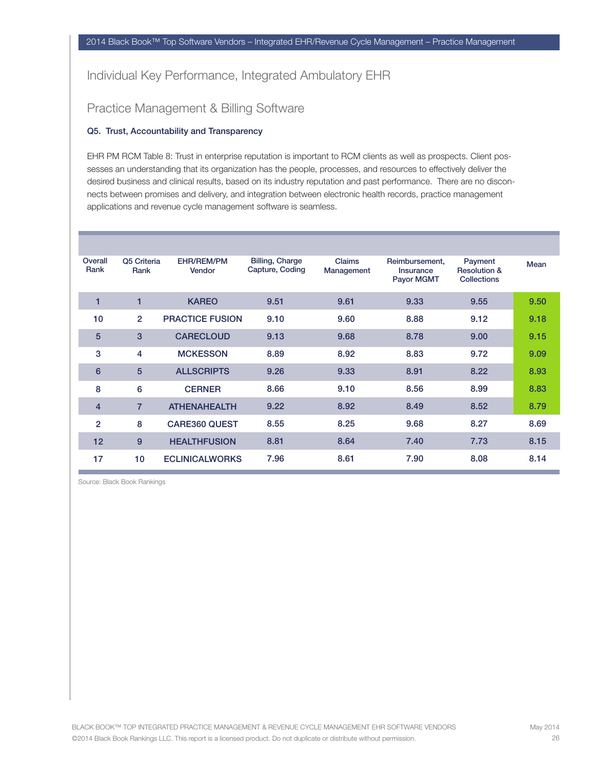## Individual Key Performance, Integrated Ambulatory EHR

## Practice Management & Billing Software

**Q5. Trust, Accountability and Transparency**

EHR PM RCM Table 8: Trust in enterprise reputation is important to RCM clients as well as prospects. Client possesses an understanding that its organization has the people, processes, and resources to effectively deliver the desired business and clinical results, based on its industry reputation and past performance. There are no disconnects between promises and delivery, and integration between electronic health records, practice management applications and revenue cycle management software is seamless.

| Overall Rank | Q5 Criteria Rank | EHR/REM/PM Vendor | Billing, Charge Capture, Coding | Claims Management | Reimbursement, Insurance Payor MGMT | Payment Resolution & Collections | Mean |
|---|---|---|---|---|---|---|---|
| 1 | 1 | KAREO | 9.51 | 9.61 | 9.33 | 9.55 | 9.50 |
| 10 | 2 | PRACTICE FUSION | 9.10 | 9.60 | 8.88 | 9.12 | 9.18 |
| 5 | 3 | CARECLOUD | 9.13 | 9.68 | 8.78 | 9.00 | 9.15 |
| 3 | 4 | MCKESSON | 8.89 | 8.92 | 8.83 | 9.72 | 9.09 |
| 6 | 5 | ALLSCRIPTS | 9.26 | 9.33 | 8.91 | 8.22 | 8.93 |
| 8 | 6 | CERNER | 8.66 | 9.10 | 8.56 | 8.99 | 8.83 |
| 4 | 7 | ATHENAHEALTH | 9.22 | 8.92 | 8.49 | 8.52 | 8.79 |
| 2 | 8 | CARE360 QUEST | 8.55 | 8.25 | 9.68 | 8.27 | 8.69 |
| 12 | 9 | HEALTHFUSION | 8.81 | 8.64 | 7.40 | 7.73 | 8.15 |
| 17 | 10 | ECLINICALWORKS | 7.96 | 8.61 | 7.90 | 8.08 | 8.14 |

Source: Black Book Rankings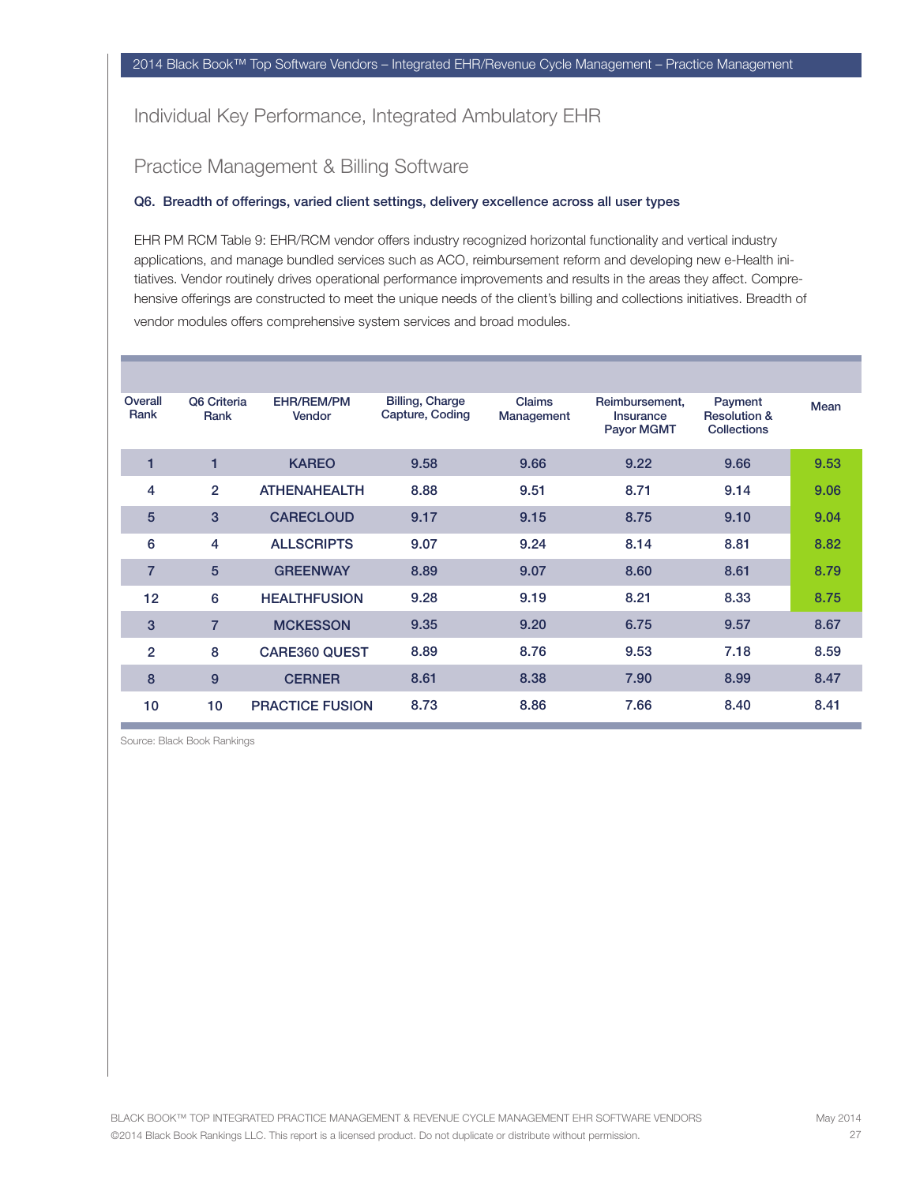## Individual Key Performance, Integrated Ambulatory EHR

## Practice Management & Billing Software

**Q6. Breadth of offerings, varied client settings, delivery excellence across all user types**

EHR PM RCM Table 9: EHR/RCM vendor offers industry recognized horizontal functionality and vertical industry applications, and manage bundled services such as ACO, reimbursement reform and developing new e-Health initiatives. Vendor routinely drives operational performance improvements and results in the areas they affect. Comprehensive offerings are constructed to meet the unique needs of the client's billing and collections initiatives. Breadth of vendor modules offers comprehensive system services and broad modules.

| Overall Rank | Q6 Criteria Rank | EHR/REM/PM Vendor | Billing, Charge Capture, Coding | Claims Management | Reimbursement, Insurance Payor MGMT | Payment Resolution & Collections | Mean |
|---|---|---|---|---|---|---|---|
| 1 | 1 | KAREO | 9.58 | 9.66 | 9.22 | 9.66 | 9.53 |
| 4 | 2 | ATHENAHEALTH | 8.88 | 9.51 | 8.71 | 9.14 | 9.06 |
| 5 | 3 | CARECLOUD | 9.17 | 9.15 | 8.75 | 9.10 | 9.04 |
| 6 | 4 | ALLSCRIPTS | 9.07 | 9.24 | 8.14 | 8.81 | 8.82 |
| 7 | 5 | GREENWAY | 8.89 | 9.07 | 8.60 | 8.61 | 8.79 |
| 12 | 6 | HEALTHFUSION | 9.28 | 9.19 | 8.21 | 8.33 | 8.75 |
| 3 | 7 | MCKESSON | 9.35 | 9.20 | 6.75 | 9.57 | 8.67 |
| 2 | 8 | CARE360 QUEST | 8.89 | 8.76 | 9.53 | 7.18 | 8.59 |
| 8 | 9 | CERNER | 8.61 | 8.38 | 7.90 | 8.99 | 8.47 |
| 10 | 10 | PRACTICE FUSION | 8.73 | 8.86 | 7.66 | 8.40 | 8.41 |

Source: Black Book Rankings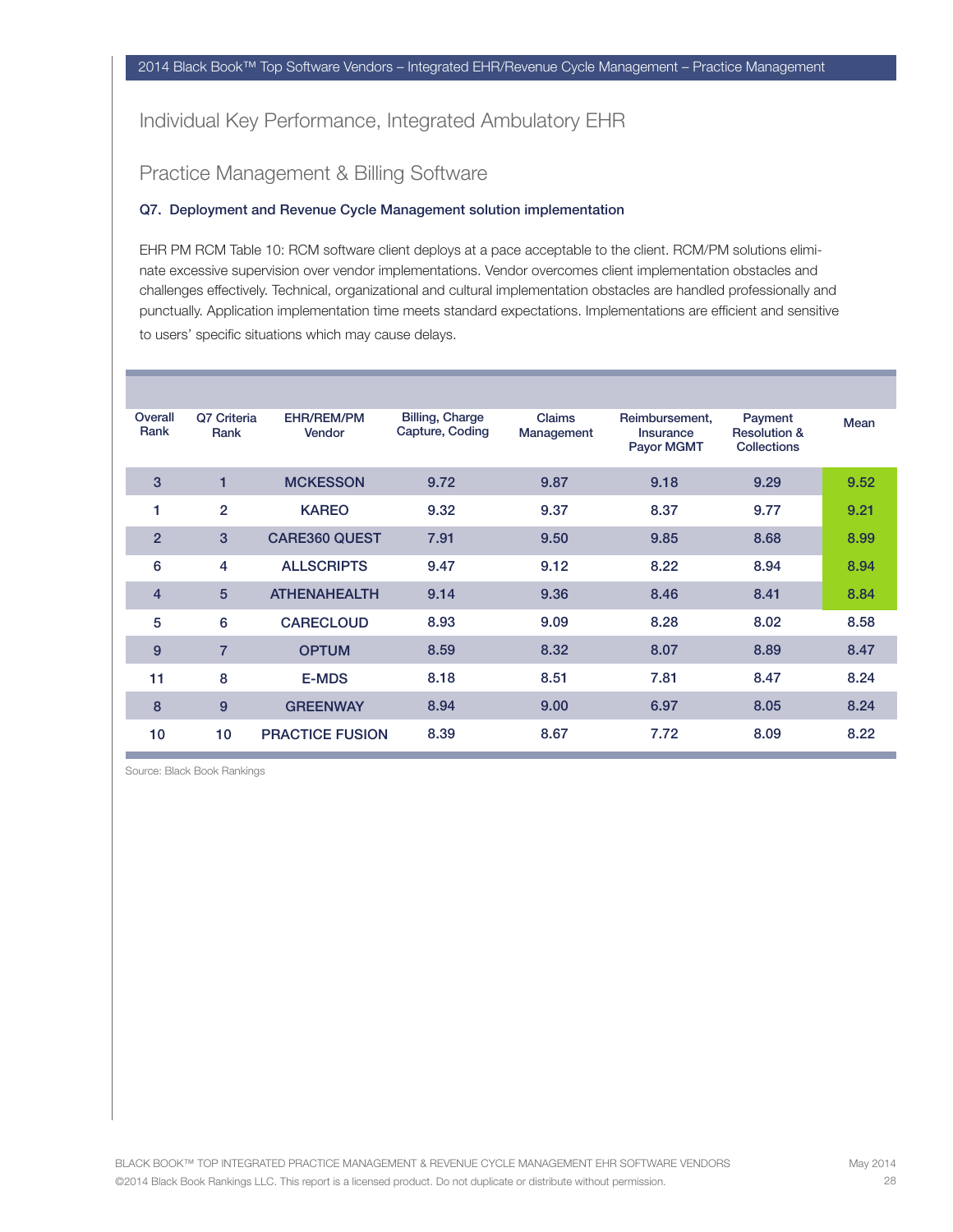## Individual Key Performance, Integrated Ambulatory EHR

## Practice Management & Billing Software

**Q7. Deployment and Revenue Cycle Management solution implementation**

EHR PM RCM Table 10: RCM software client deploys at a pace acceptable to the client. RCM/PM solutions eliminate excessive supervision over vendor implementations. Vendor overcomes client implementation obstacles and challenges effectively. Technical, organizational and cultural implementation obstacles are handled professionally and punctually. Application implementation time meets standard expectations. Implementations are efficient and sensitive to users' specific situations which may cause delays.

| Overall Rank | Q7 Criteria Rank | EHR/REM/PM Vendor | Billing, Charge Capture, Coding | Claims Management | Reimbursement, Insurance Payor MGMT | Payment Resolution & Collections | Mean |
|---|---|---|---|---|---|---|---|
| 3 | 1 | MCKESSON | 9.72 | 9.87 | 9.18 | 9.29 | 9.52 |
| 1 | 2 | KAREO | 9.32 | 9.37 | 8.37 | 9.77 | 9.21 |
| 2 | 3 | CARE360 QUEST | 7.91 | 9.50 | 9.85 | 8.68 | 8.99 |
| 6 | 4 | ALLSCRIPTS | 9.47 | 9.12 | 8.22 | 8.94 | 8.94 |
| 4 | 5 | ATHENAHEALTH | 9.14 | 9.36 | 8.46 | 8.41 | 8.84 |
| 5 | 6 | CARECLOUD | 8.93 | 9.09 | 8.28 | 8.02 | 8.58 |
| 9 | 7 | OPTUM | 8.59 | 8.32 | 8.07 | 8.89 | 8.47 |
| 11 | 8 | E-MDS | 8.18 | 8.51 | 7.81 | 8.47 | 8.24 |
| 8 | 9 | GREENWAY | 8.94 | 9.00 | 6.97 | 8.05 | 8.24 |
| 10 | 10 | PRACTICE FUSION | 8.39 | 8.67 | 7.72 | 8.09 | 8.22 |

Source: Black Book Rankings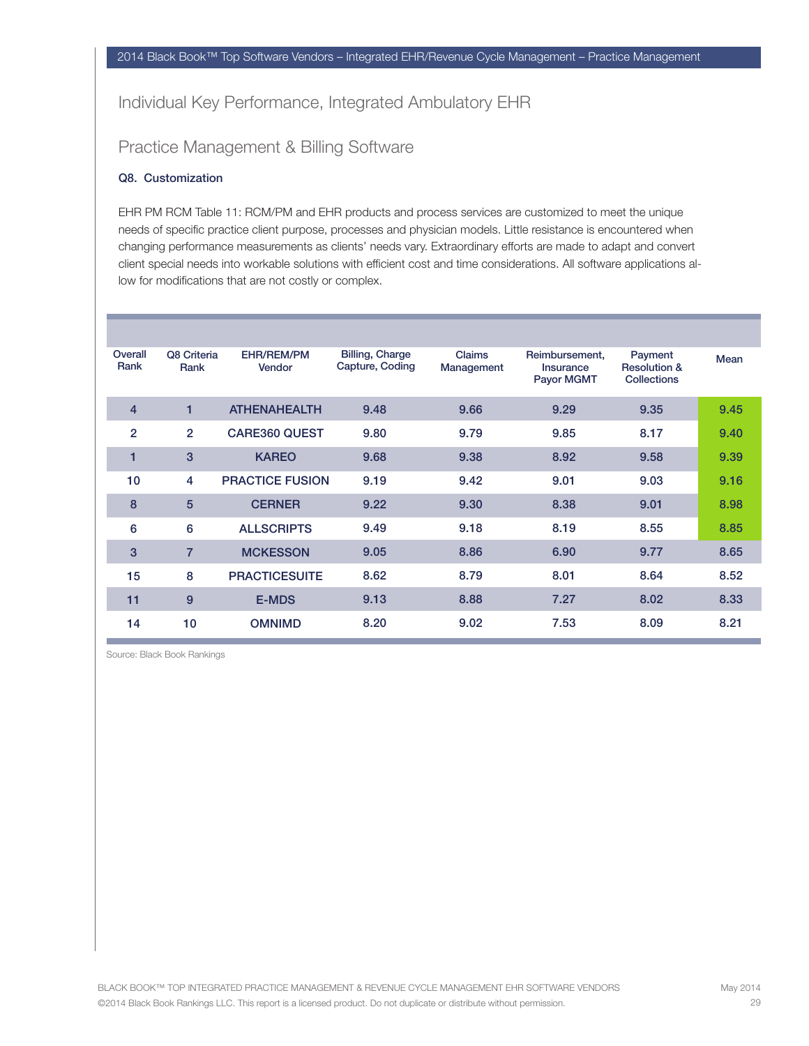## Individual Key Performance, Integrated Ambulatory EHR

## Practice Management & Billing Software

### Q8. Customization

EHR PM RCM Table 11: RCM/PM and EHR products and process services are customized to meet the unique needs of specific practice client purpose, processes and physician models. Little resistance is encountered when changing performance measurements as clients' needs vary. Extraordinary efforts are made to adapt and convert client special needs into workable solutions with efficient cost and time considerations. All software applications allow for modifications that are not costly or complex.

| Overall Rank | Q8 Criteria Rank | EHR/REM/PM Vendor | Billing, Charge Capture, Coding | Claims Management | Reimbursement, Insurance Payor MGMT | Payment Resolution & Collections | Mean |
|---|---|---|---|---|---|---|---|
| 4 | 1 | ATHENAHEALTH | 9.48 | 9.66 | 9.29 | 9.35 | 9.45 |
| 2 | 2 | CARE360 QUEST | 9.80 | 9.79 | 9.85 | 8.17 | 9.40 |
| 1 | 3 | KAREO | 9.68 | 9.38 | 8.92 | 9.58 | 9.39 |
| 10 | 4 | PRACTICE FUSION | 9.19 | 9.42 | 9.01 | 9.03 | 9.16 |
| 8 | 5 | CERNER | 9.22 | 9.30 | 8.38 | 9.01 | 8.98 |
| 6 | 6 | ALLSCRIPTS | 9.49 | 9.18 | 8.19 | 8.55 | 8.85 |
| 3 | 7 | MCKESSON | 9.05 | 8.86 | 6.90 | 9.77 | 8.65 |
| 15 | 8 | PRACTICESUITE | 8.62 | 8.79 | 8.01 | 8.64 | 8.52 |
| 11 | 9 | E-MDS | 9.13 | 8.88 | 7.27 | 8.02 | 8.33 |
| 14 | 10 | OMNIMD | 8.20 | 9.02 | 7.53 | 8.09 | 8.21 |

Source: Black Book Rankings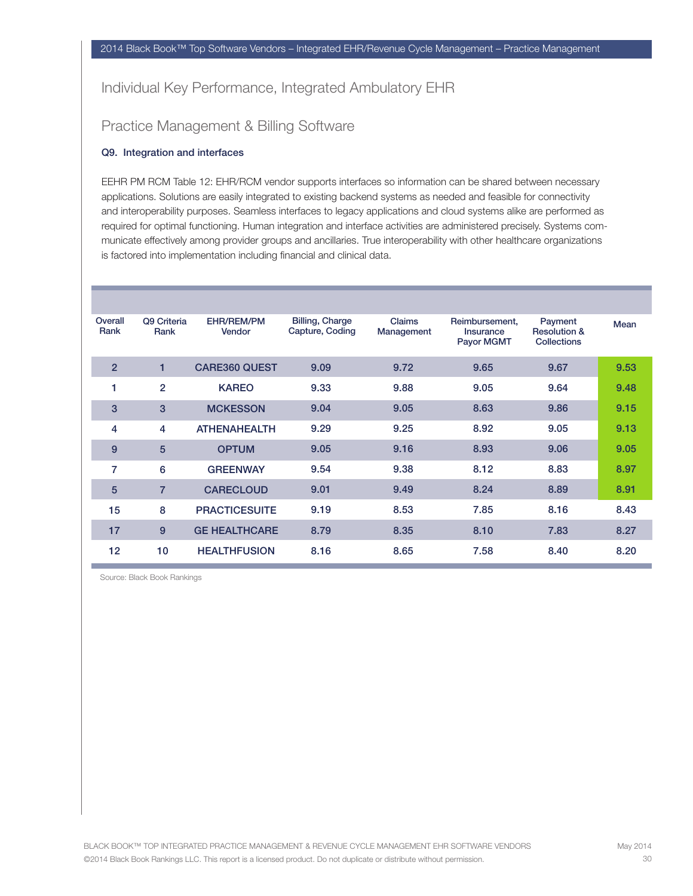## Individual Key Performance, Integrated Ambulatory EHR

## Practice Management & Billing Software

**Q9. Integration and interfaces**

EEHR PM RCM Table 12: EHR/RCM vendor supports interfaces so information can be shared between necessary applications. Solutions are easily integrated to existing backend systems as needed and feasible for connectivity and interoperability purposes. Seamless interfaces to legacy applications and cloud systems alike are performed as required for optimal functioning. Human integration and interface activities are administered precisely. Systems communicate effectively among provider groups and ancillaries. True interoperability with other healthcare organizations is factored into implementation including financial and clinical data.

| Overall Rank | Q9 Criteria Rank | EHR/REM/PM Vendor | Billing, Charge Capture, Coding | Claims Management | Reimbursement, Insurance Payor MGMT | Payment Resolution & Collections | Mean |
|---|---|---|---|---|---|---|---|
| 2 | 1 | CARE360 QUEST | 9.09 | 9.72 | 9.65 | 9.67 | 9.53 |
| 1 | 2 | KAREO | 9.33 | 9.88 | 9.05 | 9.64 | 9.48 |
| 3 | 3 | MCKESSON | 9.04 | 9.05 | 8.63 | 9.86 | 9.15 |
| 4 | 4 | ATHENAHEALTH | 9.29 | 9.25 | 8.92 | 9.05 | 9.13 |
| 9 | 5 | OPTUM | 9.05 | 9.16 | 8.93 | 9.06 | 9.05 |
| 7 | 6 | GREENWAY | 9.54 | 9.38 | 8.12 | 8.83 | 8.97 |
| 5 | 7 | CARECLOUD | 9.01 | 9.49 | 8.24 | 8.89 | 8.91 |
| 15 | 8 | PRACTICESUITE | 9.19 | 8.53 | 7.85 | 8.16 | 8.43 |
| 17 | 9 | GE HEALTHCARE | 8.79 | 8.35 | 8.10 | 7.83 | 8.27 |
| 12 | 10 | HEALTHFUSION | 8.16 | 8.65 | 7.58 | 8.40 | 8.20 |

Source: Black Book Rankings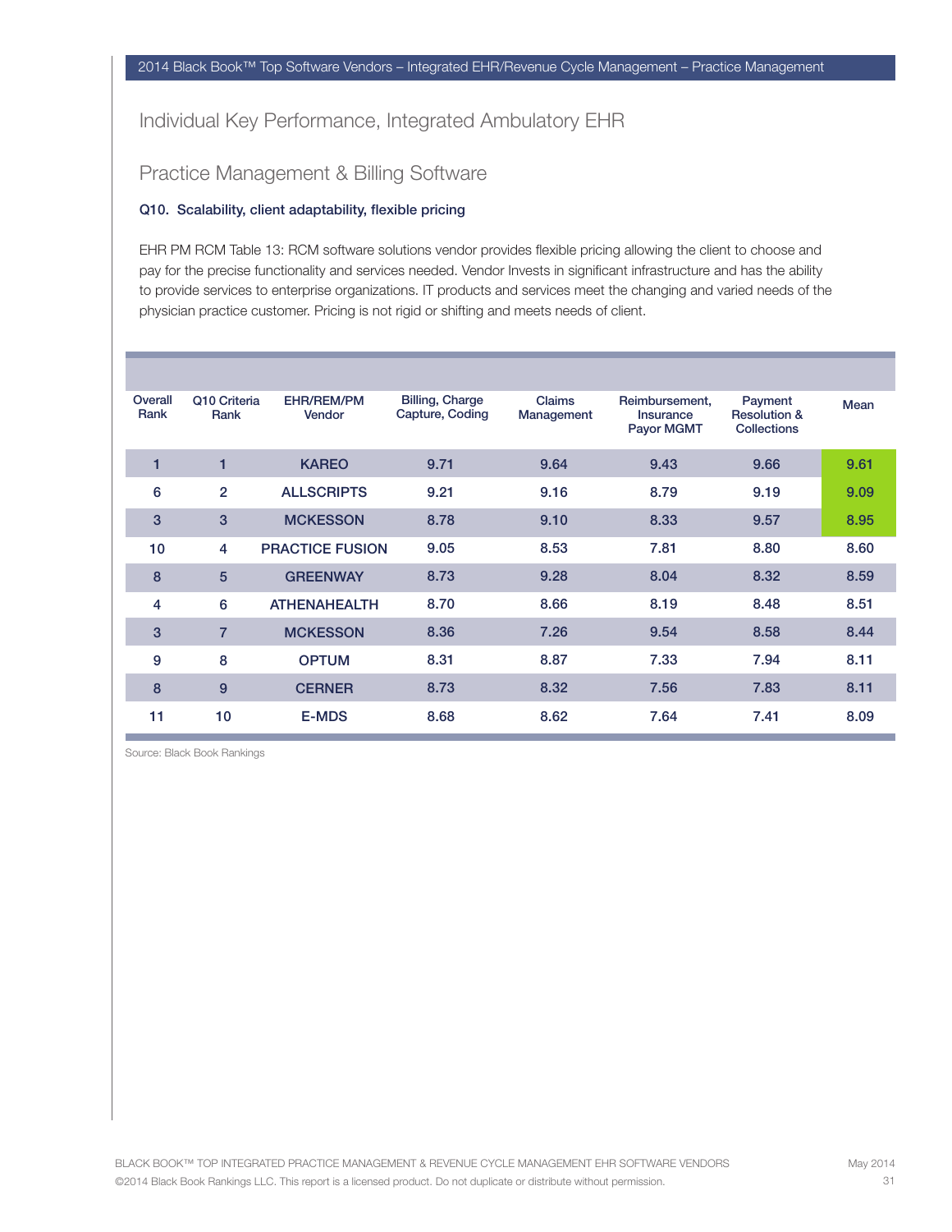## Individual Key Performance, Integrated Ambulatory EHR

## Practice Management & Billing Software

**Q10. Scalability, client adaptability, flexible pricing**

EHR PM RCM Table 13: RCM software solutions vendor provides flexible pricing allowing the client to choose and pay for the precise functionality and services needed. Vendor Invests in significant infrastructure and has the ability to provide services to enterprise organizations. IT products and services meet the changing and varied needs of the physician practice customer. Pricing is not rigid or shifting and meets needs of client.

| Overall Rank | Q10 Criteria Rank | EHR/REM/PM Vendor | Billing, Charge Capture, Coding | Claims Management | Reimbursement, Insurance Payor MGMT | Payment Resolution & Collections | Mean |
|---|---|---|---|---|---|---|---|
| 1 | 1 | KAREO | 9.71 | 9.64 | 9.43 | 9.66 | 9.61 |
| 6 | 2 | ALLSCRIPTS | 9.21 | 9.16 | 8.79 | 9.19 | 9.09 |
| 3 | 3 | MCKESSON | 8.78 | 9.10 | 8.33 | 9.57 | 8.95 |
| 10 | 4 | PRACTICE FUSION | 9.05 | 8.53 | 7.81 | 8.80 | 8.60 |
| 8 | 5 | GREENWAY | 8.73 | 9.28 | 8.04 | 8.32 | 8.59 |
| 4 | 6 | ATHENAHEALTH | 8.70 | 8.66 | 8.19 | 8.48 | 8.51 |
| 3 | 7 | MCKESSON | 8.36 | 7.26 | 9.54 | 8.58 | 8.44 |
| 9 | 8 | OPTUM | 8.31 | 8.87 | 7.33 | 7.94 | 8.11 |
| 8 | 9 | CERNER | 8.73 | 8.32 | 7.56 | 7.83 | 8.11 |
| 11 | 10 | E-MDS | 8.68 | 8.62 | 7.64 | 7.41 | 8.09 |

Source: Black Book Rankings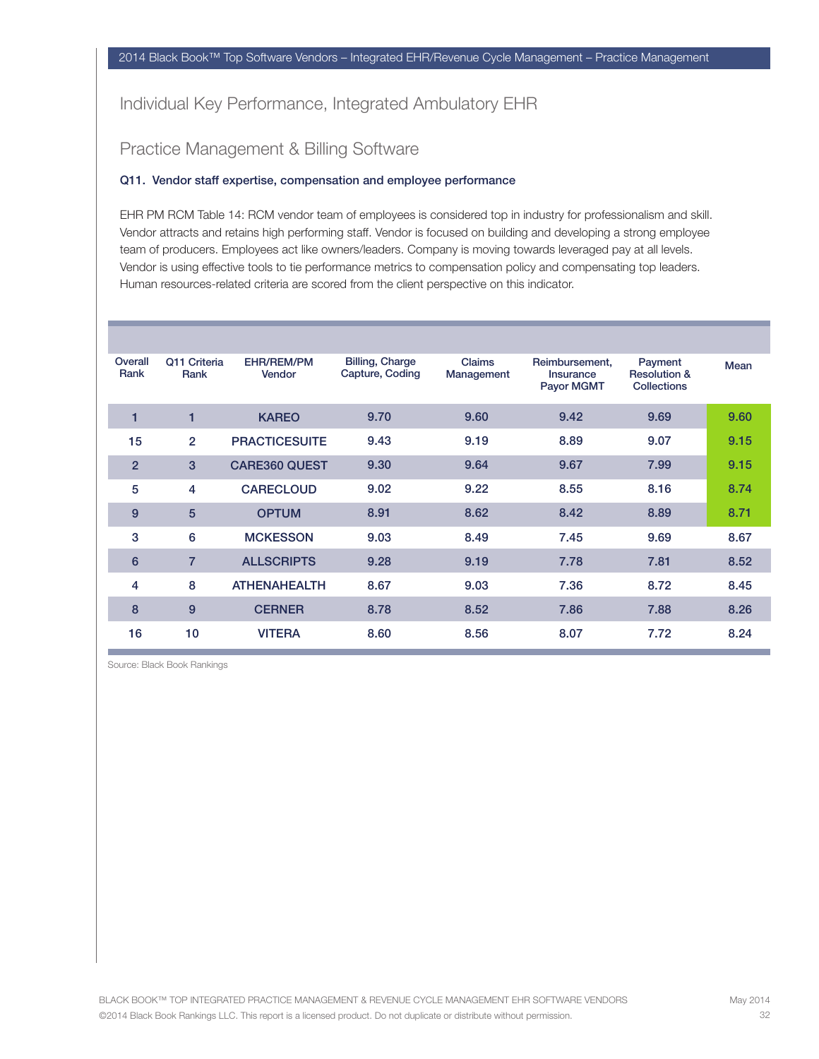## Individual Key Performance, Integrated Ambulatory EHR

## Practice Management & Billing Software

**Q11. Vendor staff expertise, compensation and employee performance**

EHR PM RCM Table 14: RCM vendor team of employees is considered top in industry for professionalism and skill. Vendor attracts and retains high performing staff. Vendor is focused on building and developing a strong employee team of producers. Employees act like owners/leaders. Company is moving towards leveraged pay at all levels. Vendor is using effective tools to tie performance metrics to compensation policy and compensating top leaders. Human resources-related criteria are scored from the client perspective on this indicator.

| Overall Rank | Q11 Criteria Rank | EHR/REM/PM Vendor | Billing, Charge Capture, Coding | Claims Management | Reimbursement, Insurance Payor MGMT | Payment Resolution & Collections | Mean |
|---|---|---|---|---|---|---|---|
| 1 | 1 | KAREO | 9.70 | 9.60 | 9.42 | 9.69 | 9.60 |
| 15 | 2 | PRACTICESUITE | 9.43 | 9.19 | 8.89 | 9.07 | 9.15 |
| 2 | 3 | CARE360 QUEST | 9.30 | 9.64 | 9.67 | 7.99 | 9.15 |
| 5 | 4 | CARECLOUD | 9.02 | 9.22 | 8.55 | 8.16 | 8.74 |
| 9 | 5 | OPTUM | 8.91 | 8.62 | 8.42 | 8.89 | 8.71 |
| 3 | 6 | MCKESSON | 9.03 | 8.49 | 7.45 | 9.69 | 8.67 |
| 6 | 7 | ALLSCRIPTS | 9.28 | 9.19 | 7.78 | 7.81 | 8.52 |
| 4 | 8 | ATHENAHEALTH | 8.67 | 9.03 | 7.36 | 8.72 | 8.45 |
| 8 | 9 | CERNER | 8.78 | 8.52 | 7.86 | 7.88 | 8.26 |
| 16 | 10 | VITERA | 8.60 | 8.56 | 8.07 | 7.72 | 8.24 |

Source: Black Book Rankings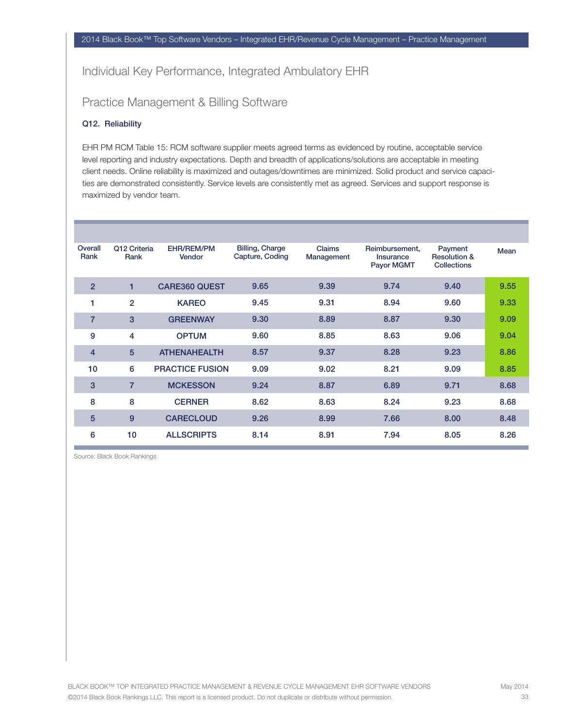## Individual Key Performance, Integrated Ambulatory EHR

## Practice Management & Billing Software

### Q12. Reliability

EHR PM RCM Table 15: RCM software supplier meets agreed terms as evidenced by routine, acceptable service level reporting and industry expectations. Depth and breadth of applications/solutions are acceptable in meeting client needs. Online reliability is maximized and outages/downtimes are minimized. Solid product and service capacities are demonstrated consistently. Service levels are consistently met as agreed. Services and support response is maximized by vendor team.

| Overall Rank | Q12 Criteria Rank | EHR/REM/PM Vendor | Billing, Charge Capture, Coding | Claims Management | Reimbursement, Insurance Payor MGMT | Payment Resolution & Collections | Mean |
|---|---|---|---|---|---|---|---|
| 2 | 1 | CARE360 QUEST | 9.65 | 9.39 | 9.74 | 9.40 | 9.55 |
| 1 | 2 | KAREO | 9.45 | 9.31 | 8.94 | 9.60 | 9.33 |
| 7 | 3 | GREENWAY | 9.30 | 8.89 | 8.87 | 9.30 | 9.09 |
| 9 | 4 | OPTUM | 9.60 | 8.85 | 8.63 | 9.06 | 9.04 |
| 4 | 5 | ATHENAHEALTH | 8.57 | 9.37 | 8.28 | 9.23 | 8.86 |
| 10 | 6 | PRACTICE FUSION | 9.09 | 9.02 | 8.21 | 9.09 | 8.85 |
| 3 | 7 | MCKESSON | 9.24 | 8.87 | 6.89 | 9.71 | 8.68 |
| 8 | 8 | CERNER | 8.62 | 8.63 | 8.24 | 9.23 | 8.68 |
| 5 | 9 | CARECLOUD | 9.26 | 8.99 | 7.66 | 8.00 | 8.48 |
| 6 | 10 | ALLSCRIPTS | 8.14 | 8.91 | 7.94 | 8.05 | 8.26 |

Source: Black Book Rankings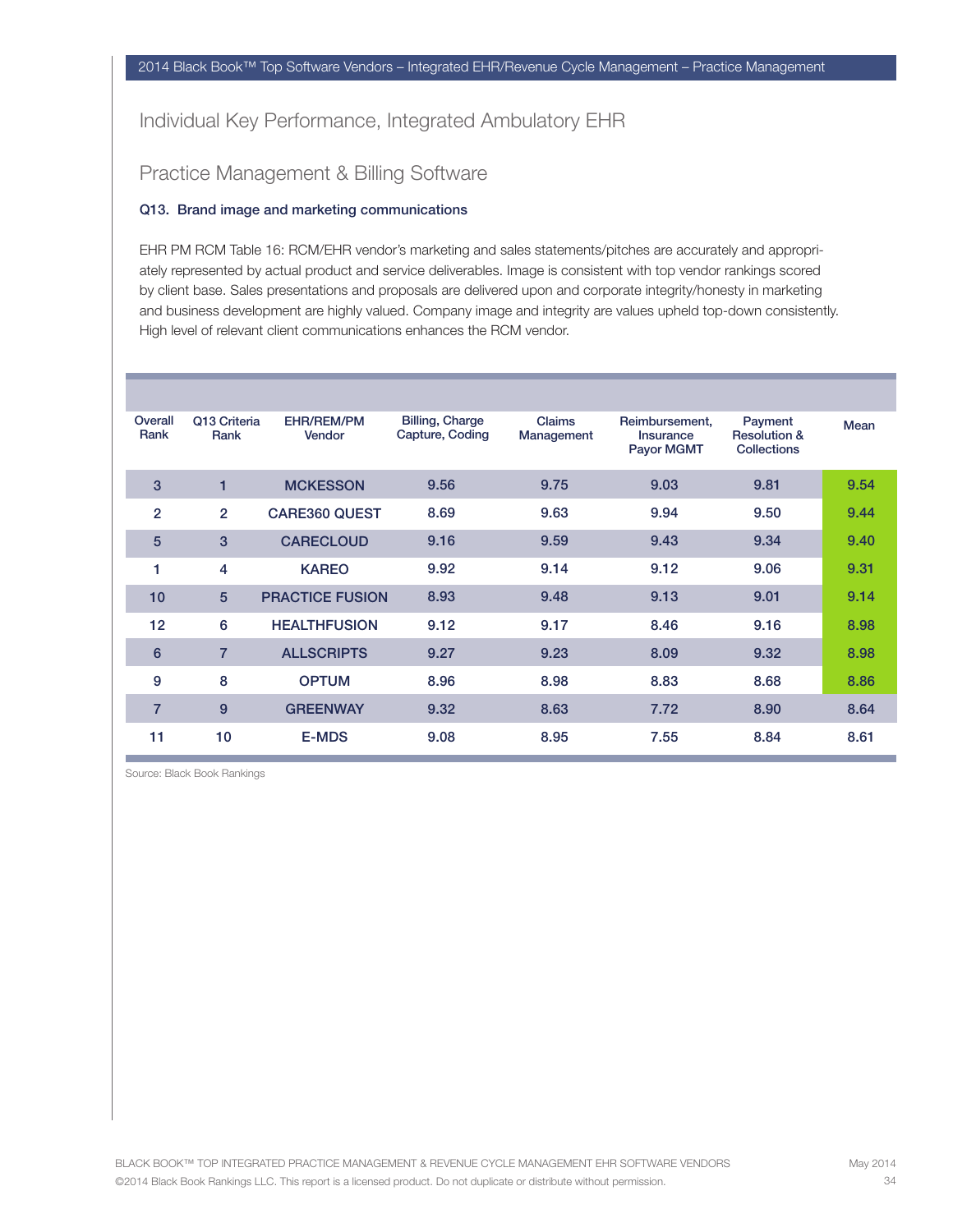## Individual Key Performance, Integrated Ambulatory EHR

## Practice Management & Billing Software

### Q13. Brand image and marketing communications

EHR PM RCM Table 16: RCM/EHR vendor's marketing and sales statements/pitches are accurately and appropriately represented by actual product and service deliverables. Image is consistent with top vendor rankings scored by client base. Sales presentations and proposals are delivered upon and corporate integrity/honesty in marketing and business development are highly valued. Company image and integrity are values upheld top-down consistently. High level of relevant client communications enhances the RCM vendor.

| Overall Rank | Q13 Criteria Rank | EHR/REM/PM Vendor | Billing, Charge Capture, Coding | Claims Management | Reimbursement, Insurance Payor MGMT | Payment Resolution & Collections | Mean |
|---|---|---|---|---|---|---|---|
| 3 | 1 | MCKESSON | 9.56 | 9.75 | 9.03 | 9.81 | 9.54 |
| 2 | 2 | CARE360 QUEST | 8.69 | 9.63 | 9.94 | 9.50 | 9.44 |
| 5 | 3 | CARECLOUD | 9.16 | 9.59 | 9.43 | 9.34 | 9.40 |
| 1 | 4 | KAREO | 9.92 | 9.14 | 9.12 | 9.06 | 9.31 |
| 10 | 5 | PRACTICE FUSION | 8.93 | 9.48 | 9.13 | 9.01 | 9.14 |
| 12 | 6 | HEALTHFUSION | 9.12 | 9.17 | 8.46 | 9.16 | 8.98 |
| 6 | 7 | ALLSCRIPTS | 9.27 | 9.23 | 8.09 | 9.32 | 8.98 |
| 9 | 8 | OPTUM | 8.96 | 8.98 | 8.83 | 8.68 | 8.86 |
| 7 | 9 | GREENWAY | 9.32 | 8.63 | 7.72 | 8.90 | 8.64 |
| 11 | 10 | E-MDS | 9.08 | 8.95 | 7.55 | 8.84 | 8.61 |

Source: Black Book Rankings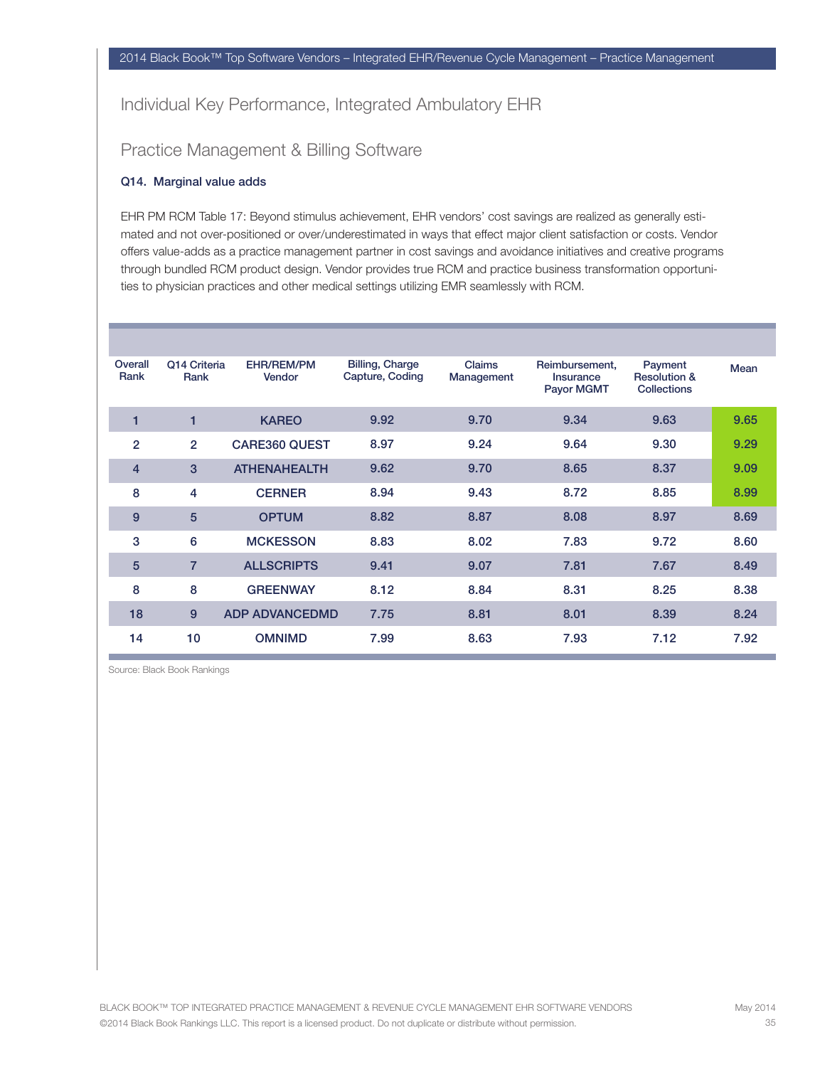## Individual Key Performance, Integrated Ambulatory EHR

## Practice Management & Billing Software

**Q14. Marginal value adds**

EHR PM RCM Table 17: Beyond stimulus achievement, EHR vendors' cost savings are realized as generally estimated and not over-positioned or over/underestimated in ways that effect major client satisfaction or costs. Vendor offers value-adds as a practice management partner in cost savings and avoidance initiatives and creative programs through bundled RCM product design. Vendor provides true RCM and practice business transformation opportunities to physician practices and other medical settings utilizing EMR seamlessly with RCM.

| Overall Rank | Q14 Criteria Rank | EHR/REM/PM Vendor | Billing, Charge Capture, Coding | Claims Management | Reimbursement, Insurance Payor MGMT | Payment Resolution & Collections | Mean |
|---|---|---|---|---|---|---|---|
| 1 | 1 | KAREO | 9.92 | 9.70 | 9.34 | 9.63 | 9.65 |
| 2 | 2 | CARE360 QUEST | 8.97 | 9.24 | 9.64 | 9.30 | 9.29 |
| 4 | 3 | ATHENAHEALTH | 9.62 | 9.70 | 8.65 | 8.37 | 9.09 |
| 8 | 4 | CERNER | 8.94 | 9.43 | 8.72 | 8.85 | 8.99 |
| 9 | 5 | OPTUM | 8.82 | 8.87 | 8.08 | 8.97 | 8.69 |
| 3 | 6 | MCKESSON | 8.83 | 8.02 | 7.83 | 9.72 | 8.60 |
| 5 | 7 | ALLSCRIPTS | 9.41 | 9.07 | 7.81 | 7.67 | 8.49 |
| 8 | 8 | GREENWAY | 8.12 | 8.84 | 8.31 | 8.25 | 8.38 |
| 18 | 9 | ADP ADVANCEDMD | 7.75 | 8.81 | 8.01 | 8.39 | 8.24 |
| 14 | 10 | OMNIMD | 7.99 | 8.63 | 7.93 | 7.12 | 7.92 |

Source: Black Book Rankings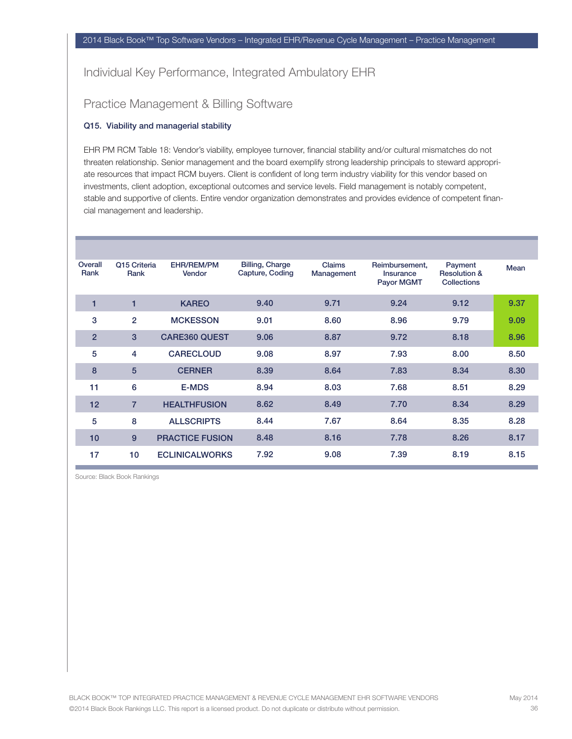## Individual Key Performance, Integrated Ambulatory EHR

## Practice Management & Billing Software

**Q15. Viability and managerial stability**

EHR PM RCM Table 18: Vendor's viability, employee turnover, financial stability and/or cultural mismatches do not threaten relationship. Senior management and the board exemplify strong leadership principals to steward appropriate resources that impact RCM buyers. Client is confident of long term industry viability for this vendor based on investments, client adoption, exceptional outcomes and service levels. Field management is notably competent, stable and supportive of clients. Entire vendor organization demonstrates and provides evidence of competent financial management and leadership.

| Overall Rank | Q15 Criteria Rank | EHR/REM/PM Vendor | Billing, Charge Capture, Coding | Claims Management | Reimbursement, Insurance Payor MGMT | Payment Resolution & Collections | Mean |
|---|---|---|---|---|---|---|---|
| 1 | 1 | KAREO | 9.40 | 9.71 | 9.24 | 9.12 | 9.37 |
| 3 | 2 | MCKESSON | 9.01 | 8.60 | 8.96 | 9.79 | 9.09 |
| 2 | 3 | CARE360 QUEST | 9.06 | 8.87 | 9.72 | 8.18 | 8.96 |
| 5 | 4 | CARECLOUD | 9.08 | 8.97 | 7.93 | 8.00 | 8.50 |
| 8 | 5 | CERNER | 8.39 | 8.64 | 7.83 | 8.34 | 8.30 |
| 11 | 6 | E-MDS | 8.94 | 8.03 | 7.68 | 8.51 | 8.29 |
| 12 | 7 | HEALTHFUSION | 8.62 | 8.49 | 7.70 | 8.34 | 8.29 |
| 5 | 8 | ALLSCRIPTS | 8.44 | 7.67 | 8.64 | 8.35 | 8.28 |
| 10 | 9 | PRACTICE FUSION | 8.48 | 8.16 | 7.78 | 8.26 | 8.17 |
| 17 | 10 | ECLINICALWORKS | 7.92 | 9.08 | 7.39 | 8.19 | 8.15 |

Source: Black Book Rankings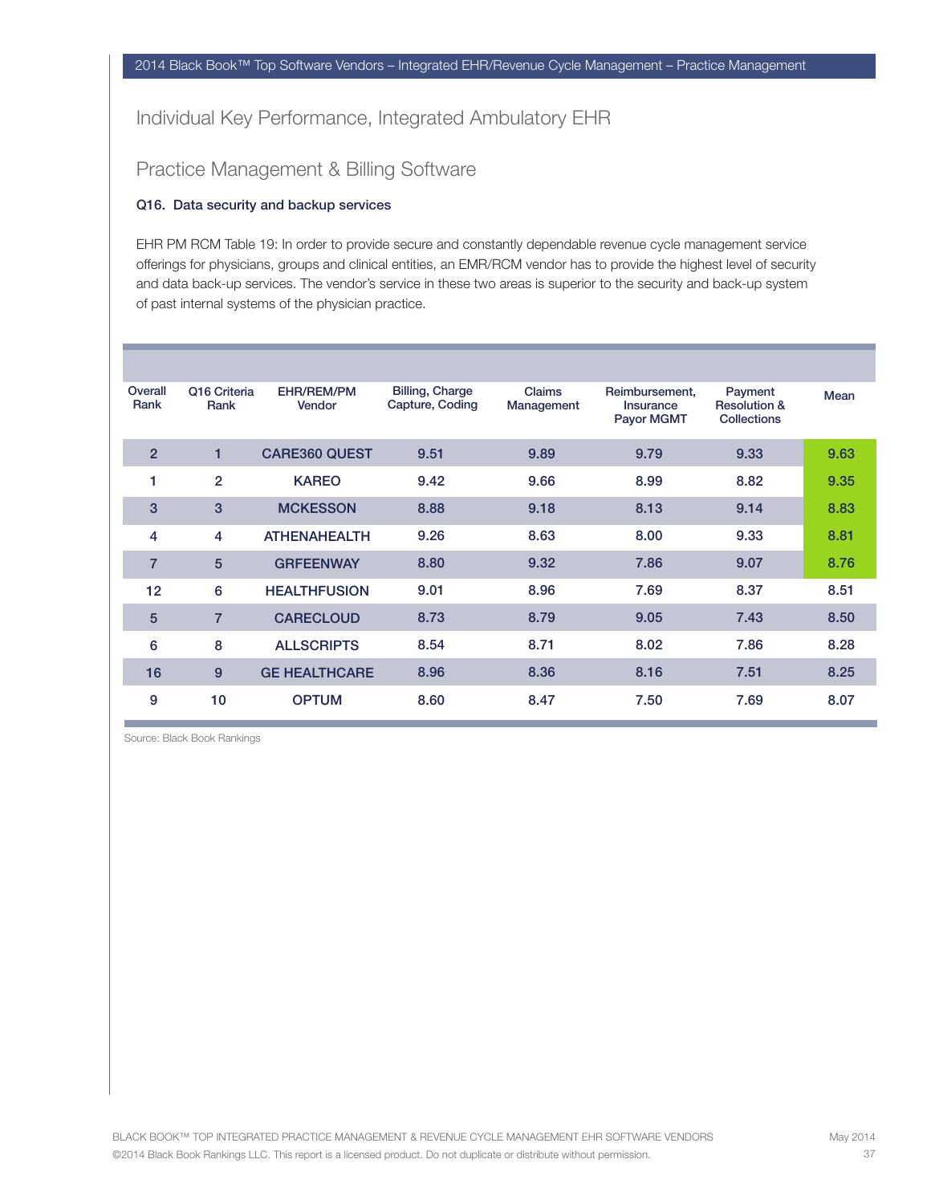## Individual Key Performance, Integrated Ambulatory EHR

## Practice Management & Billing Software

### Q16. Data security and backup services

EHR PM RCM Table 19: In order to provide secure and constantly dependable revenue cycle management service offerings for physicians, groups and clinical entities, an EMR/RCM vendor has to provide the highest level of security and data back-up services. The vendor's service in these two areas is superior to the security and back-up system of past internal systems of the physician practice.

| Overall Rank | Q16 Criteria Rank | EHR/REM/PM Vendor | Billing, Charge Capture, Coding | Claims Management | Reimbursement, Insurance Payor MGMT | Payment Resolution & Collections | Mean |
|---|---|---|---|---|---|---|---|
| 2 | 1 | CARE360 QUEST | 9.51 | 9.89 | 9.79 | 9.33 | 9.63 |
| 1 | 2 | KAREO | 9.42 | 9.66 | 8.99 | 8.82 | 9.35 |
| 3 | 3 | MCKESSON | 8.88 | 9.18 | 8.13 | 9.14 | 8.83 |
| 4 | 4 | ATHENAHEALTH | 9.26 | 8.63 | 8.00 | 9.33 | 8.81 |
| 7 | 5 | GRFEENWAY | 8.80 | 9.32 | 7.86 | 9.07 | 8.76 |
| 12 | 6 | HEALTHFUSION | 9.01 | 8.96 | 7.69 | 8.37 | 8.51 |
| 5 | 7 | CARECLOUD | 8.73 | 8.79 | 9.05 | 7.43 | 8.50 |
| 6 | 8 | ALLSCRIPTS | 8.54 | 8.71 | 8.02 | 7.86 | 8.28 |
| 16 | 9 | GE HEALTHCARE | 8.96 | 8.36 | 8.16 | 7.51 | 8.25 |
| 9 | 10 | OPTUM | 8.60 | 8.47 | 7.50 | 7.69 | 8.07 |

Source: Black Book Rankings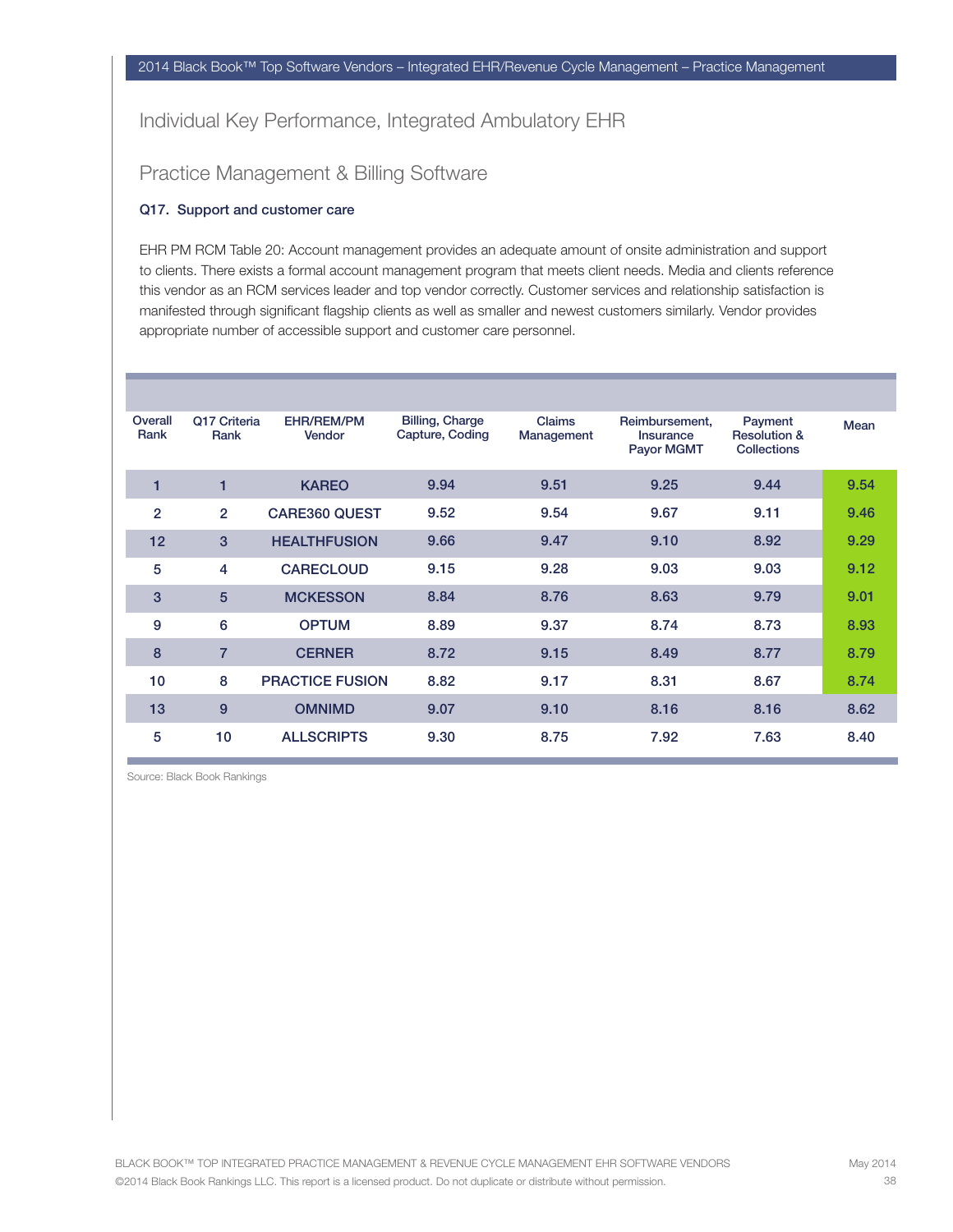## Individual Key Performance, Integrated Ambulatory EHR

## Practice Management & Billing Software

**Q17. Support and customer care**

EHR PM RCM Table 20: Account management provides an adequate amount of onsite administration and support to clients. There exists a formal account management program that meets client needs. Media and clients reference this vendor as an RCM services leader and top vendor correctly. Customer services and relationship satisfaction is manifested through significant flagship clients as well as smaller and newest customers similarly. Vendor provides appropriate number of accessible support and customer care personnel.

| Overall Rank | Q17 Criteria Rank | EHR/REM/PM Vendor | Billing, Charge Capture, Coding | Claims Management | Reimbursement, Insurance Payor MGMT | Payment Resolution & Collections | Mean |
|---|---|---|---|---|---|---|---|
| 1 | 1 | KAREO | 9.94 | 9.51 | 9.25 | 9.44 | 9.54 |
| 2 | 2 | CARE360 QUEST | 9.52 | 9.54 | 9.67 | 9.11 | 9.46 |
| 12 | 3 | HEALTHFUSION | 9.66 | 9.47 | 9.10 | 8.92 | 9.29 |
| 5 | 4 | CARECLOUD | 9.15 | 9.28 | 9.03 | 9.03 | 9.12 |
| 3 | 5 | MCKESSON | 8.84 | 8.76 | 8.63 | 9.79 | 9.01 |
| 9 | 6 | OPTUM | 8.89 | 9.37 | 8.74 | 8.73 | 8.93 |
| 8 | 7 | CERNER | 8.72 | 9.15 | 8.49 | 8.77 | 8.79 |
| 10 | 8 | PRACTICE FUSION | 8.82 | 9.17 | 8.31 | 8.67 | 8.74 |
| 13 | 9 | OMNIMD | 9.07 | 9.10 | 8.16 | 8.16 | 8.62 |
| 5 | 10 | ALLSCRIPTS | 9.30 | 8.75 | 7.92 | 7.63 | 8.40 |

Source: Black Book Rankings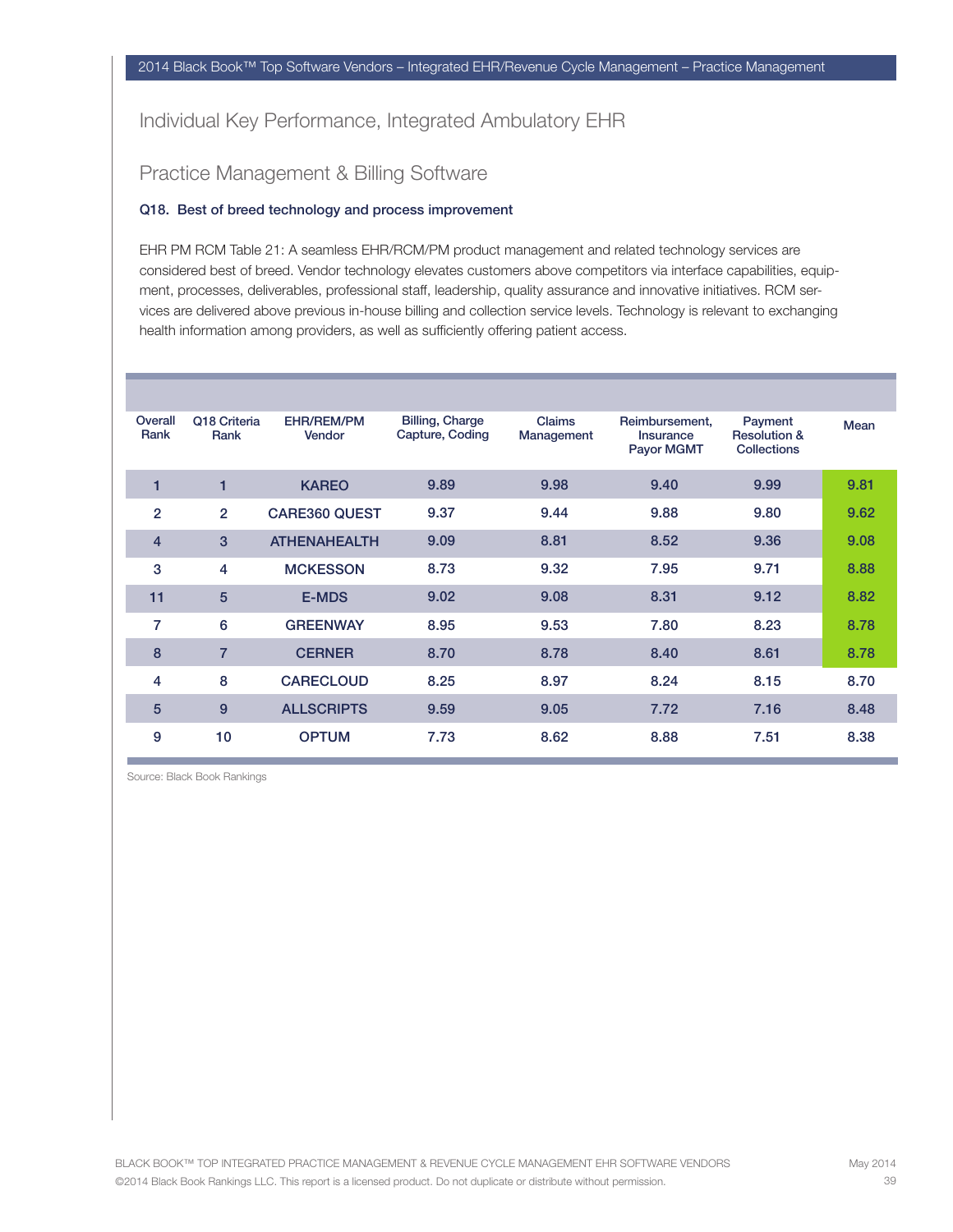## Individual Key Performance, Integrated Ambulatory EHR

## Practice Management & Billing Software

**Q18. Best of breed technology and process improvement**

EHR PM RCM Table 21: A seamless EHR/RCM/PM product management and related technology services are considered best of breed. Vendor technology elevates customers above competitors via interface capabilities, equipment, processes, deliverables, professional staff, leadership, quality assurance and innovative initiatives. RCM services are delivered above previous in-house billing and collection service levels. Technology is relevant to exchanging health information among providers, as well as sufficiently offering patient access.

| Overall Rank | Q18 Criteria Rank | EHR/REM/PM Vendor | Billing, Charge Capture, Coding | Claims Management | Reimbursement, Insurance Payor MGMT | Payment Resolution & Collections | Mean |
|---|---|---|---|---|---|---|---|
| 1 | 1 | KAREO | 9.89 | 9.98 | 9.40 | 9.99 | 9.81 |
| 2 | 2 | CARE360 QUEST | 9.37 | 9.44 | 9.88 | 9.80 | 9.62 |
| 4 | 3 | ATHENAHEALTH | 9.09 | 8.81 | 8.52 | 9.36 | 9.08 |
| 3 | 4 | MCKESSON | 8.73 | 9.32 | 7.95 | 9.71 | 8.88 |
| 11 | 5 | E-MDS | 9.02 | 9.08 | 8.31 | 9.12 | 8.82 |
| 7 | 6 | GREENWAY | 8.95 | 9.53 | 7.80 | 8.23 | 8.78 |
| 8 | 7 | CERNER | 8.70 | 8.78 | 8.40 | 8.61 | 8.78 |
| 4 | 8 | CARECLOUD | 8.25 | 8.97 | 8.24 | 8.15 | 8.70 |
| 5 | 9 | ALLSCRIPTS | 9.59 | 9.05 | 7.72 | 7.16 | 8.48 |
| 9 | 10 | OPTUM | 7.73 | 8.62 | 8.88 | 7.51 | 8.38 |

Source: Black Book Rankings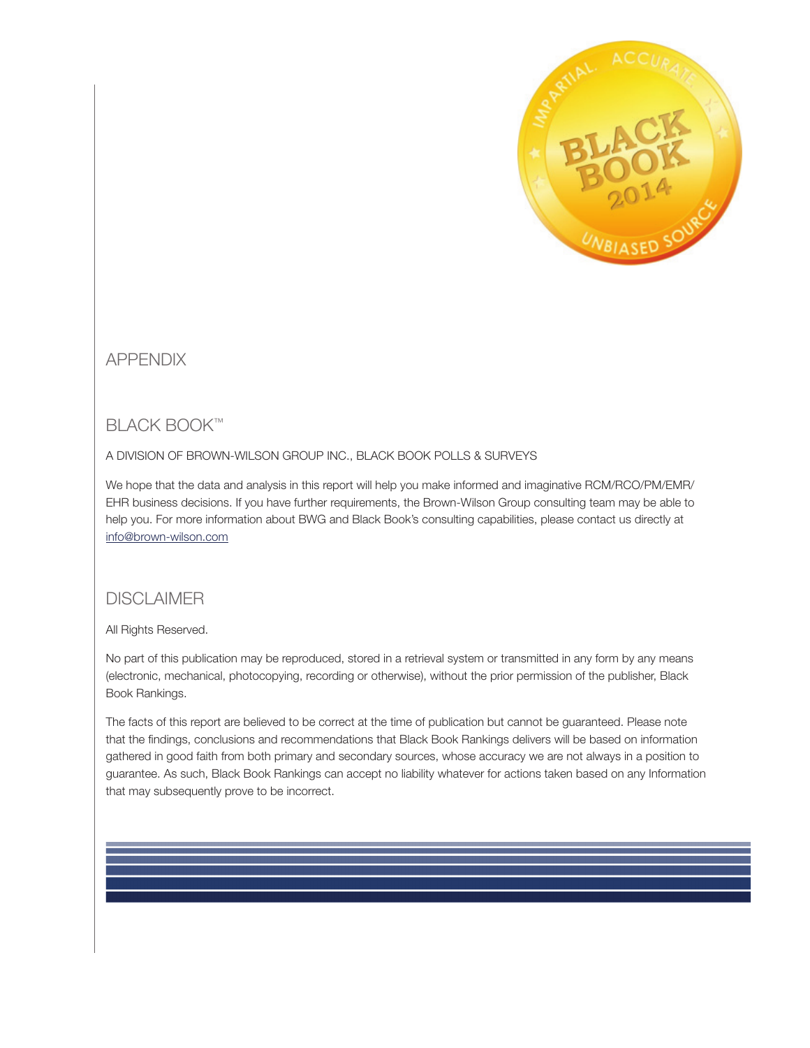# APPENDIX

## BLACK BOOK™

A DIVISION OF BROWN-WILSON GROUP INC., BLACK BOOK POLLS & SURVEYS

We hope that the data and analysis in this report will help you make informed and imaginative RCM/RCO/PM/EMR/EHR business decisions. If you have further requirements, the Brown-Wilson Group consulting team may be able to help you. For more information about BWG and Black Book's consulting capabilities, please contact us directly at info@brown-wilson.com

## DISCLAIMER

All Rights Reserved.

No part of this publication may be reproduced, stored in a retrieval system or transmitted in any form by any means (electronic, mechanical, photocopying, recording or otherwise), without the prior permission of the publisher, Black Book Rankings.

The facts of this report are believed to be correct at the time of publication but cannot be guaranteed. Please note that the findings, conclusions and recommendations that Black Book Rankings delivers will be based on information gathered in good faith from both primary and secondary sources, whose accuracy we are not always in a position to guarantee. As such, Black Book Rankings can accept no liability whatever for actions taken based on any Information that may subsequently prove to be incorrect.